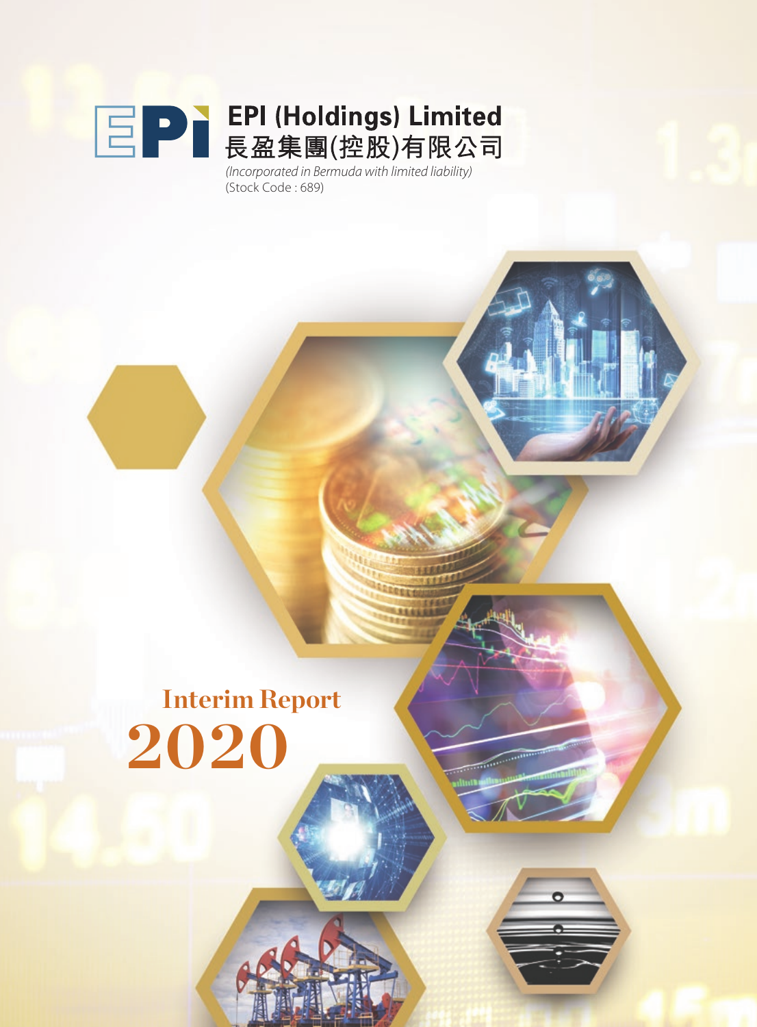# EPI (Holdings) Limited
# 長盈集團(控股)有限公司

*(Incorporated in Bermuda with limited liability)*

(Stock Code : 689)

## Interim Report 2020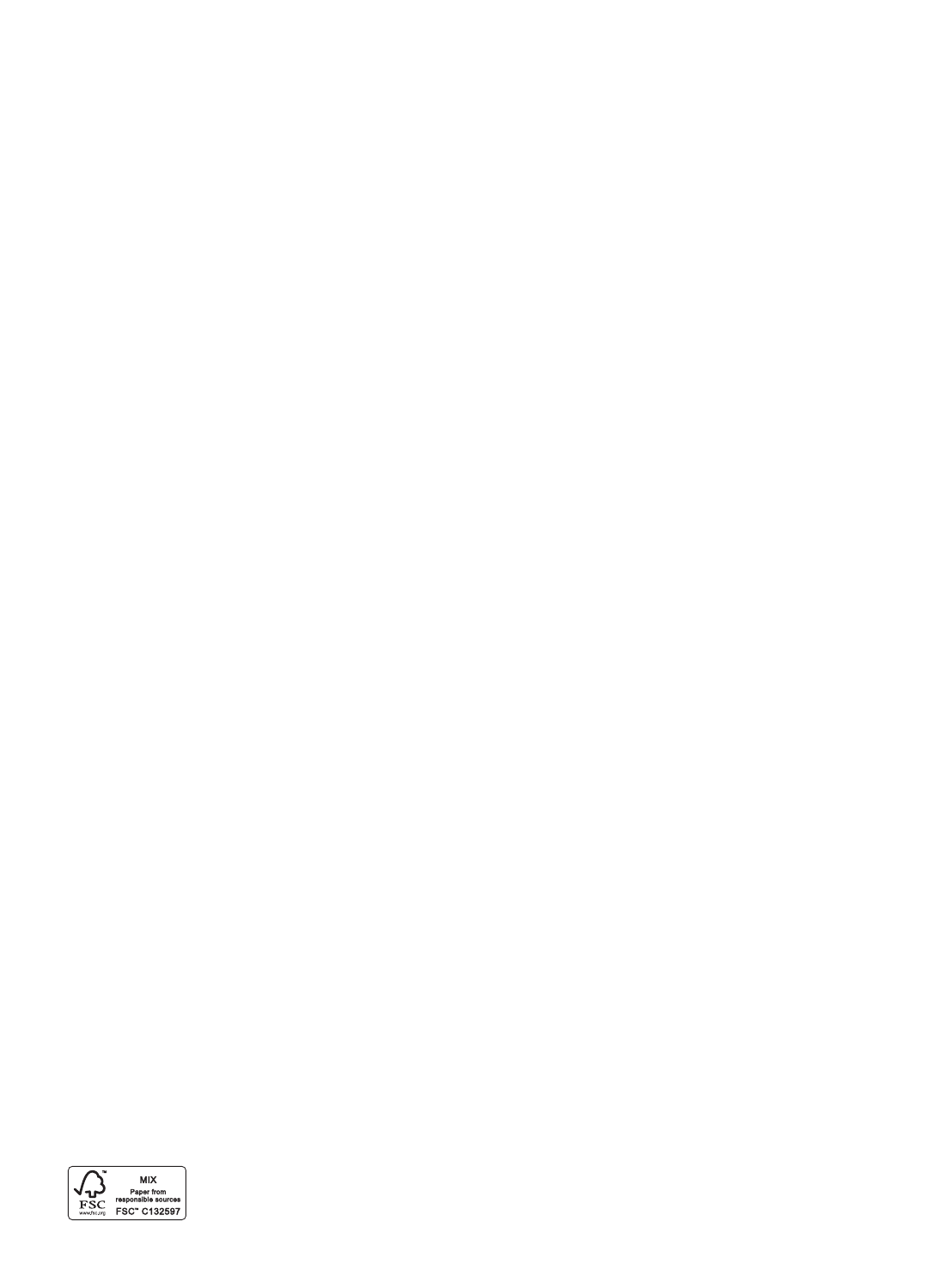MIX

Paper from responsible sources

FSC™ C132597

FSC

www.fsc.org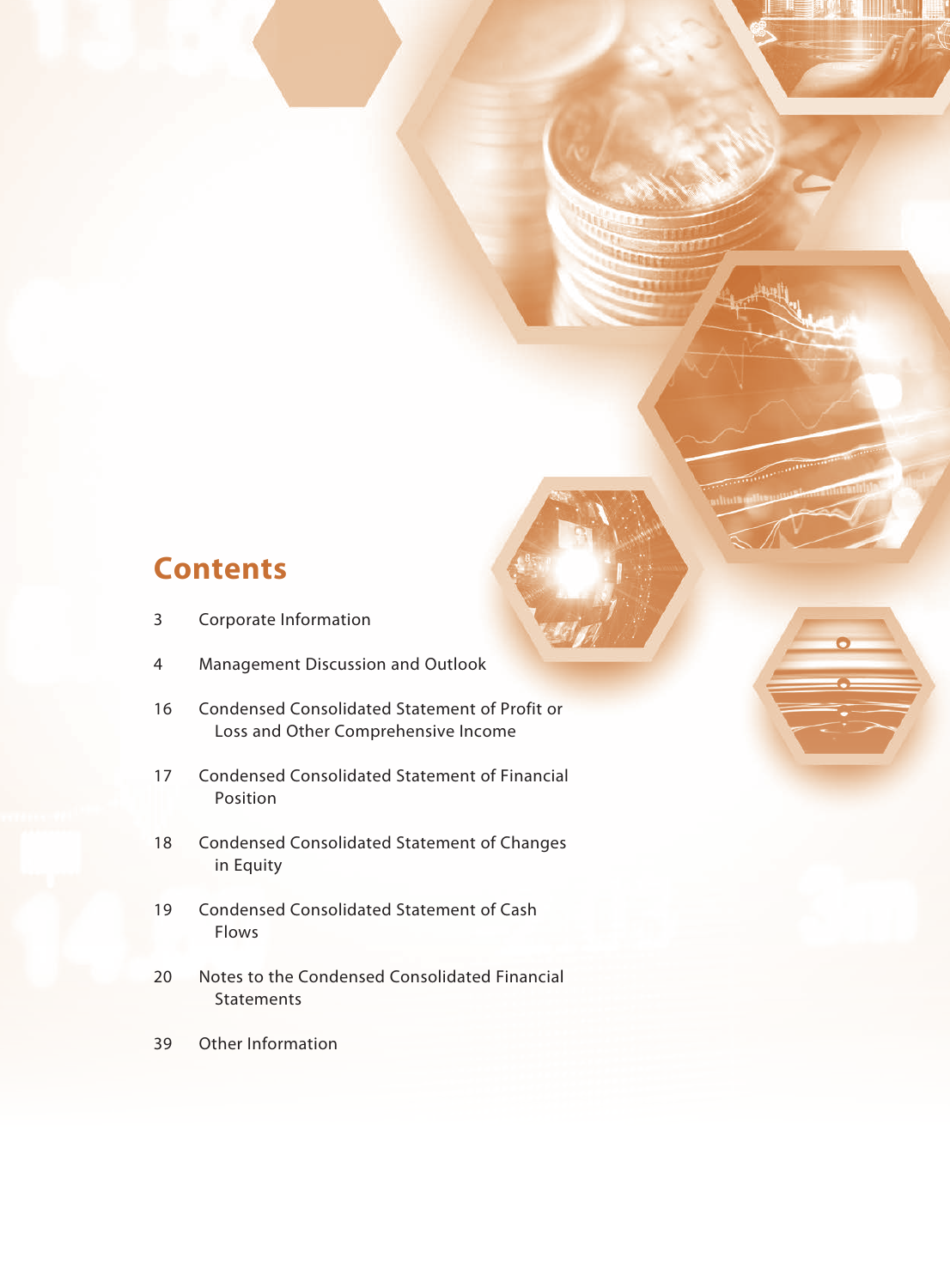## Contents

| | |
|---|---|
| 3 | Corporate Information |
| 4 | Management Discussion and Outlook |
| 16 | Condensed Consolidated Statement of Profit or Loss and Other Comprehensive Income |
| 17 | Condensed Consolidated Statement of Financial Position |
| 18 | Condensed Consolidated Statement of Changes in Equity |
| 19 | Condensed Consolidated Statement of Cash Flows |
| 20 | Notes to the Condensed Consolidated Financial Statements |
| 39 | Other Information |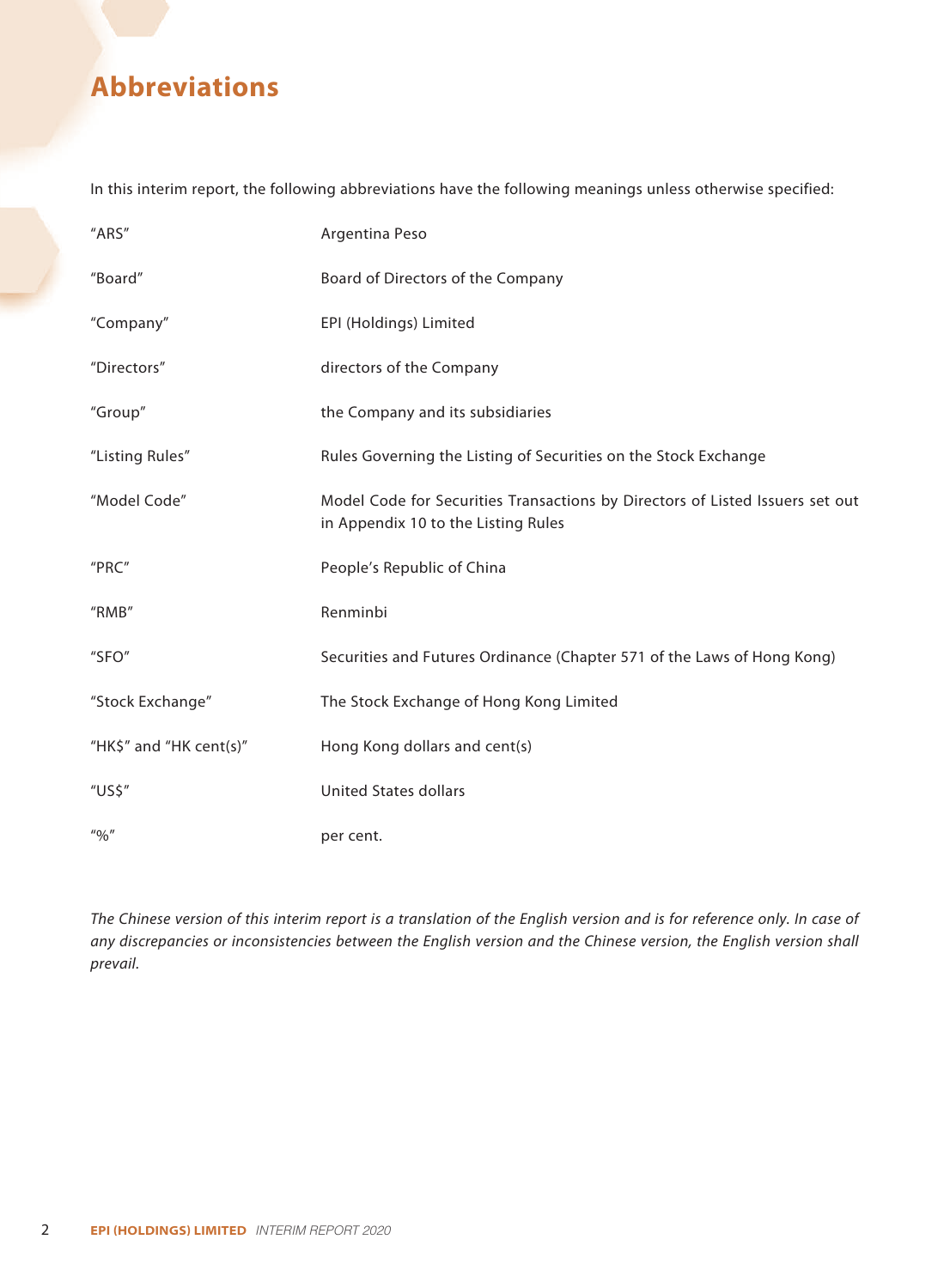# Abbreviations

In this interim report, the following abbreviations have the following meanings unless otherwise specified:

| | |
|---|---|
| "ARS" | Argentina Peso |
| "Board" | Board of Directors of the Company |
| "Company" | EPI (Holdings) Limited |
| "Directors" | directors of the Company |
| "Group" | the Company and its subsidiaries |
| "Listing Rules" | Rules Governing the Listing of Securities on the Stock Exchange |
| "Model Code" | Model Code for Securities Transactions by Directors of Listed Issuers set out in Appendix 10 to the Listing Rules |
| "PRC" | People's Republic of China |
| "RMB" | Renminbi |
| "SFO" | Securities and Futures Ordinance (Chapter 571 of the Laws of Hong Kong) |
| "Stock Exchange" | The Stock Exchange of Hong Kong Limited |
| "HK$" and "HK cent(s)" | Hong Kong dollars and cent(s) |
| "US$" | United States dollars |
| "%" | per cent. |

*The Chinese version of this interim report is a translation of the English version and is for reference only. In case of any discrepancies or inconsistencies between the English version and the Chinese version, the English version shall prevail.*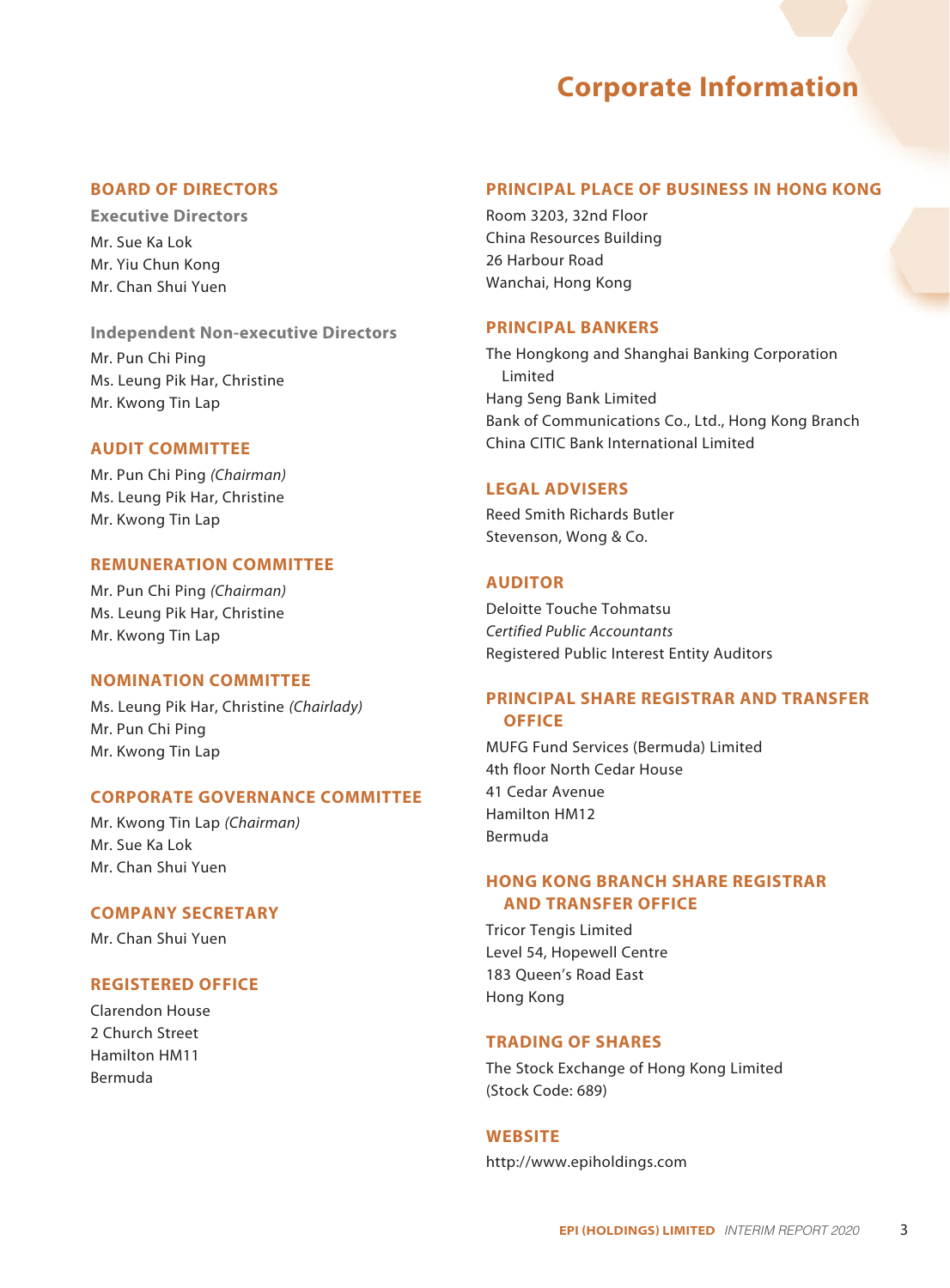# Corporate Information

## BOARD OF DIRECTORS

### Executive Directors

Mr. Sue Ka Lok
Mr. Yiu Chun Kong
Mr. Chan Shui Yuen

### Independent Non-executive Directors

Mr. Pun Chi Ping
Ms. Leung Pik Har, Christine
Mr. Kwong Tin Lap

## AUDIT COMMITTEE

Mr. Pun Chi Ping *(Chairman)*
Ms. Leung Pik Har, Christine
Mr. Kwong Tin Lap

## REMUNERATION COMMITTEE

Mr. Pun Chi Ping *(Chairman)*
Ms. Leung Pik Har, Christine
Mr. Kwong Tin Lap

## NOMINATION COMMITTEE

Ms. Leung Pik Har, Christine *(Chairlady)*
Mr. Pun Chi Ping
Mr. Kwong Tin Lap

## CORPORATE GOVERNANCE COMMITTEE

Mr. Kwong Tin Lap *(Chairman)*
Mr. Sue Ka Lok
Mr. Chan Shui Yuen

## COMPANY SECRETARY

Mr. Chan Shui Yuen

## REGISTERED OFFICE

Clarendon House
2 Church Street
Hamilton HM11
Bermuda

## PRINCIPAL PLACE OF BUSINESS IN HONG KONG

Room 3203, 32nd Floor
China Resources Building
26 Harbour Road
Wanchai, Hong Kong

## PRINCIPAL BANKERS

The Hongkong and Shanghai Banking Corporation Limited
Hang Seng Bank Limited
Bank of Communications Co., Ltd., Hong Kong Branch
China CITIC Bank International Limited

## LEGAL ADVISERS

Reed Smith Richards Butler
Stevenson, Wong & Co.

## AUDITOR

Deloitte Touche Tohmatsu
*Certified Public Accountants*
Registered Public Interest Entity Auditors

## PRINCIPAL SHARE REGISTRAR AND TRANSFER OFFICE

MUFG Fund Services (Bermuda) Limited
4th floor North Cedar House
41 Cedar Avenue
Hamilton HM12
Bermuda

## HONG KONG BRANCH SHARE REGISTRAR AND TRANSFER OFFICE

Tricor Tengis Limited
Level 54, Hopewell Centre
183 Queen's Road East
Hong Kong

## TRADING OF SHARES

The Stock Exchange of Hong Kong Limited
(Stock Code: 689)

## WEBSITE

http://www.epiholdings.com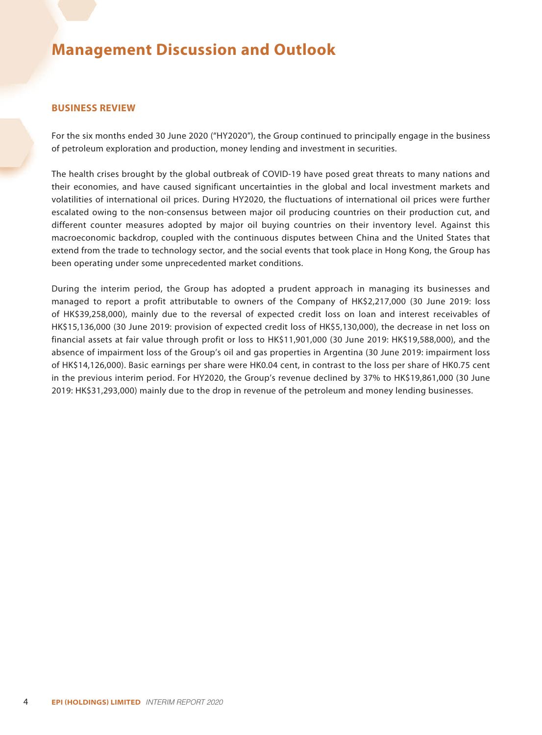# Management Discussion and Outlook

## BUSINESS REVIEW

For the six months ended 30 June 2020 ("HY2020"), the Group continued to principally engage in the business of petroleum exploration and production, money lending and investment in securities.

The health crises brought by the global outbreak of COVID-19 have posed great threats to many nations and their economies, and have caused significant uncertainties in the global and local investment markets and volatilities of international oil prices. During HY2020, the fluctuations of international oil prices were further escalated owing to the non-consensus between major oil producing countries on their production cut, and different counter measures adopted by major oil buying countries on their inventory level. Against this macroeconomic backdrop, coupled with the continuous disputes between China and the United States that extend from the trade to technology sector, and the social events that took place in Hong Kong, the Group has been operating under some unprecedented market conditions.

During the interim period, the Group has adopted a prudent approach in managing its businesses and managed to report a profit attributable to owners of the Company of HK$2,217,000 (30 June 2019: loss of HK$39,258,000), mainly due to the reversal of expected credit loss on loan and interest receivables of HK$15,136,000 (30 June 2019: provision of expected credit loss of HK$5,130,000), the decrease in net loss on financial assets at fair value through profit or loss to HK$11,901,000 (30 June 2019: HK$19,588,000), and the absence of impairment loss of the Group's oil and gas properties in Argentina (30 June 2019: impairment loss of HK$14,126,000). Basic earnings per share were HK0.04 cent, in contrast to the loss per share of HK0.75 cent in the previous interim period. For HY2020, the Group's revenue declined by 37% to HK$19,861,000 (30 June 2019: HK$31,293,000) mainly due to the drop in revenue of the petroleum and money lending businesses.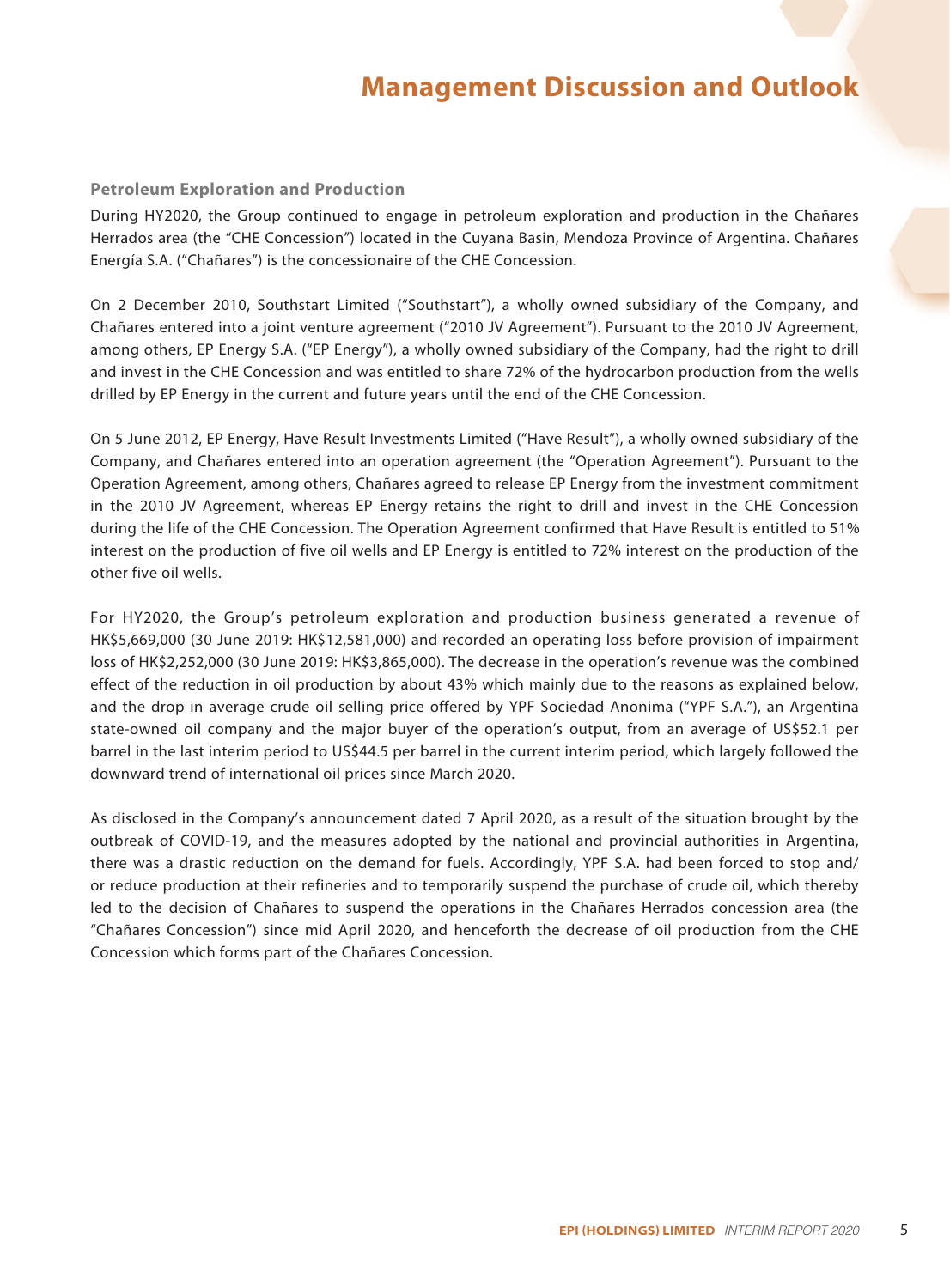# Management Discussion and Outlook

### Petroleum Exploration and Production

During HY2020, the Group continued to engage in petroleum exploration and production in the Chañares Herrados area (the "CHE Concession") located in the Cuyana Basin, Mendoza Province of Argentina. Chañares Energía S.A. ("Chañares") is the concessionaire of the CHE Concession.

On 2 December 2010, Southstart Limited ("Southstart"), a wholly owned subsidiary of the Company, and Chañares entered into a joint venture agreement ("2010 JV Agreement"). Pursuant to the 2010 JV Agreement, among others, EP Energy S.A. ("EP Energy"), a wholly owned subsidiary of the Company, had the right to drill and invest in the CHE Concession and was entitled to share 72% of the hydrocarbon production from the wells drilled by EP Energy in the current and future years until the end of the CHE Concession.

On 5 June 2012, EP Energy, Have Result Investments Limited ("Have Result"), a wholly owned subsidiary of the Company, and Chañares entered into an operation agreement (the "Operation Agreement"). Pursuant to the Operation Agreement, among others, Chañares agreed to release EP Energy from the investment commitment in the 2010 JV Agreement, whereas EP Energy retains the right to drill and invest in the CHE Concession during the life of the CHE Concession. The Operation Agreement confirmed that Have Result is entitled to 51% interest on the production of five oil wells and EP Energy is entitled to 72% interest on the production of the other five oil wells.

For HY2020, the Group's petroleum exploration and production business generated a revenue of HK$5,669,000 (30 June 2019: HK$12,581,000) and recorded an operating loss before provision of impairment loss of HK$2,252,000 (30 June 2019: HK$3,865,000). The decrease in the operation's revenue was the combined effect of the reduction in oil production by about 43% which mainly due to the reasons as explained below, and the drop in average crude oil selling price offered by YPF Sociedad Anonima ("YPF S.A."), an Argentina state-owned oil company and the major buyer of the operation's output, from an average of US$52.1 per barrel in the last interim period to US$44.5 per barrel in the current interim period, which largely followed the downward trend of international oil prices since March 2020.

As disclosed in the Company's announcement dated 7 April 2020, as a result of the situation brought by the outbreak of COVID-19, and the measures adopted by the national and provincial authorities in Argentina, there was a drastic reduction on the demand for fuels. Accordingly, YPF S.A. had been forced to stop and/or reduce production at their refineries and to temporarily suspend the purchase of crude oil, which thereby led to the decision of Chañares to suspend the operations in the Chañares Herrados concession area (the "Chañares Concession") since mid April 2020, and henceforth the decrease of oil production from the CHE Concession which forms part of the Chañares Concession.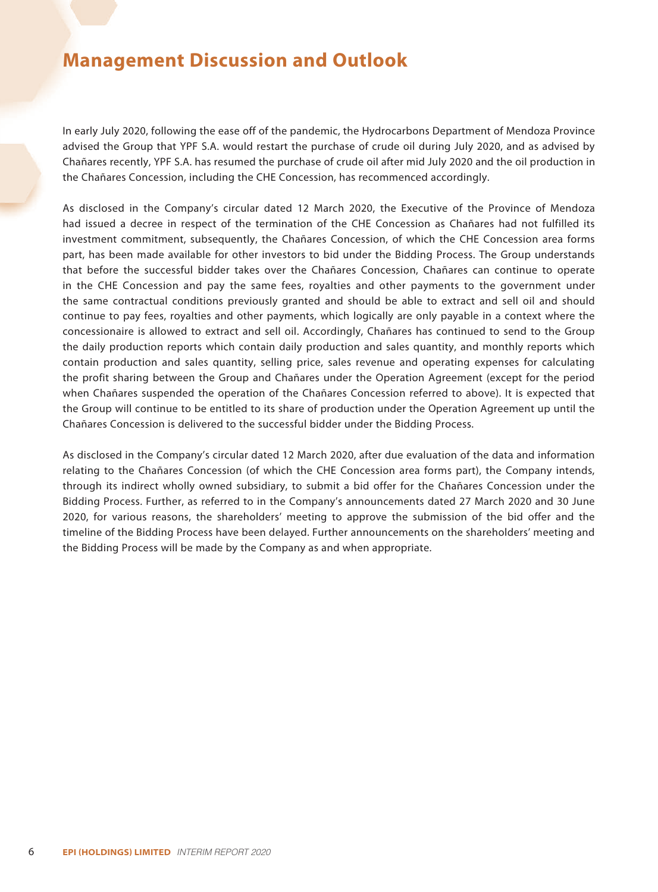# Management Discussion and Outlook

In early July 2020, following the ease off of the pandemic, the Hydrocarbons Department of Mendoza Province advised the Group that YPF S.A. would restart the purchase of crude oil during July 2020, and as advised by Chañares recently, YPF S.A. has resumed the purchase of crude oil after mid July 2020 and the oil production in the Chañares Concession, including the CHE Concession, has recommenced accordingly.

As disclosed in the Company's circular dated 12 March 2020, the Executive of the Province of Mendoza had issued a decree in respect of the termination of the CHE Concession as Chañares had not fulfilled its investment commitment, subsequently, the Chañares Concession, of which the CHE Concession area forms part, has been made available for other investors to bid under the Bidding Process. The Group understands that before the successful bidder takes over the Chañares Concession, Chañares can continue to operate in the CHE Concession and pay the same fees, royalties and other payments to the government under the same contractual conditions previously granted and should be able to extract and sell oil and should continue to pay fees, royalties and other payments, which logically are only payable in a context where the concessionaire is allowed to extract and sell oil. Accordingly, Chañares has continued to send to the Group the daily production reports which contain daily production and sales quantity, and monthly reports which contain production and sales quantity, selling price, sales revenue and operating expenses for calculating the profit sharing between the Group and Chañares under the Operation Agreement (except for the period when Chañares suspended the operation of the Chañares Concession referred to above). It is expected that the Group will continue to be entitled to its share of production under the Operation Agreement up until the Chañares Concession is delivered to the successful bidder under the Bidding Process.

As disclosed in the Company's circular dated 12 March 2020, after due evaluation of the data and information relating to the Chañares Concession (of which the CHE Concession area forms part), the Company intends, through its indirect wholly owned subsidiary, to submit a bid offer for the Chañares Concession under the Bidding Process. Further, as referred to in the Company's announcements dated 27 March 2020 and 30 June 2020, for various reasons, the shareholders' meeting to approve the submission of the bid offer and the timeline of the Bidding Process have been delayed. Further announcements on the shareholders' meeting and the Bidding Process will be made by the Company as and when appropriate.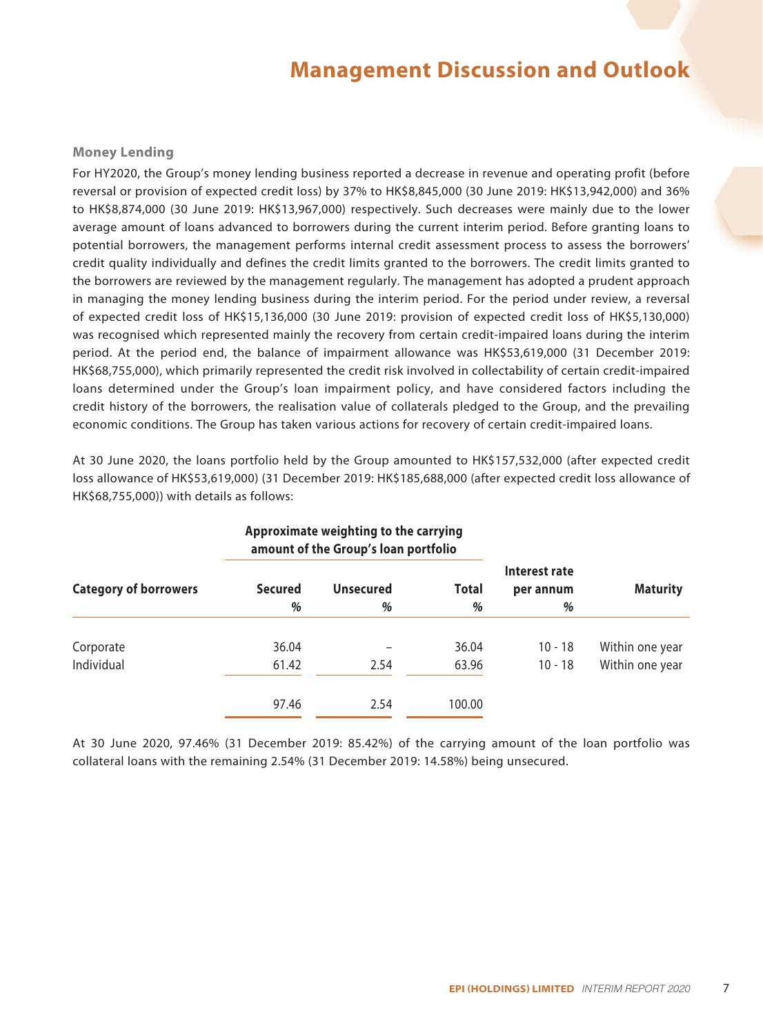# Management Discussion and Outlook

### Money Lending

For HY2020, the Group's money lending business reported a decrease in revenue and operating profit (before reversal or provision of expected credit loss) by 37% to HK$8,845,000 (30 June 2019: HK$13,942,000) and 36% to HK$8,874,000 (30 June 2019: HK$13,967,000) respectively. Such decreases were mainly due to the lower average amount of loans advanced to borrowers during the current interim period. Before granting loans to potential borrowers, the management performs internal credit assessment process to assess the borrowers' credit quality individually and defines the credit limits granted to the borrowers. The credit limits granted to the borrowers are reviewed by the management regularly. The management has adopted a prudent approach in managing the money lending business during the interim period. For the period under review, a reversal of expected credit loss of HK$15,136,000 (30 June 2019: provision of expected credit loss of HK$5,130,000) was recognised which represented mainly the recovery from certain credit-impaired loans during the interim period. At the period end, the balance of impairment allowance was HK$53,619,000 (31 December 2019: HK$68,755,000), which primarily represented the credit risk involved in collectability of certain credit-impaired loans determined under the Group's loan impairment policy, and have considered factors including the credit history of the borrowers, the realisation value of collaterals pledged to the Group, and the prevailing economic conditions. The Group has taken various actions for recovery of certain credit-impaired loans.

At 30 June 2020, the loans portfolio held by the Group amounted to HK$157,532,000 (after expected credit loss allowance of HK$53,619,000) (31 December 2019: HK$185,688,000 (after expected credit loss allowance of HK$68,755,000)) with details as follows:

| | Approximate weighting to the carrying amount of the Group's loan portfolio | | | | |
|---|---|---|---|---|---|
| **Category of borrowers** | **Secured** | **Unsecured** | **Total** | **Interest rate per annum** | **Maturity** |
| | % | % | % | % | |
| Corporate | 36.04 | – | 36.04 | 10 - 18 | Within one year |
| Individual | 61.42 | 2.54 | 63.96 | 10 - 18 | Within one year |
| | 97.46 | 2.54 | 100.00 | | |

At 30 June 2020, 97.46% (31 December 2019: 85.42%) of the carrying amount of the loan portfolio was collateral loans with the remaining 2.54% (31 December 2019: 14.58%) being unsecured.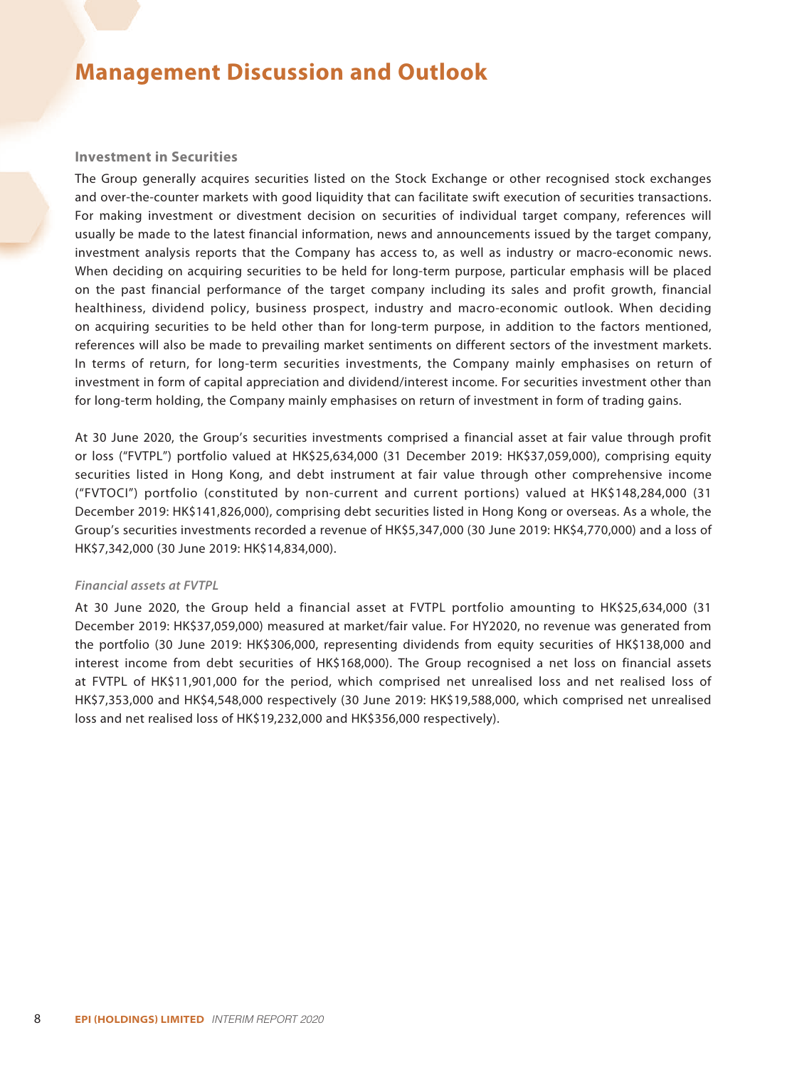# Management Discussion and Outlook

### Investment in Securities

The Group generally acquires securities listed on the Stock Exchange or other recognised stock exchanges and over-the-counter markets with good liquidity that can facilitate swift execution of securities transactions. For making investment or divestment decision on securities of individual target company, references will usually be made to the latest financial information, news and announcements issued by the target company, investment analysis reports that the Company has access to, as well as industry or macro-economic news. When deciding on acquiring securities to be held for long-term purpose, particular emphasis will be placed on the past financial performance of the target company including its sales and profit growth, financial healthiness, dividend policy, business prospect, industry and macro-economic outlook. When deciding on acquiring securities to be held other than for long-term purpose, in addition to the factors mentioned, references will also be made to prevailing market sentiments on different sectors of the investment markets. In terms of return, for long-term securities investments, the Company mainly emphasises on return of investment in form of capital appreciation and dividend/interest income. For securities investment other than for long-term holding, the Company mainly emphasises on return of investment in form of trading gains.

At 30 June 2020, the Group's securities investments comprised a financial asset at fair value through profit or loss ("FVTPL") portfolio valued at HK$25,634,000 (31 December 2019: HK$37,059,000), comprising equity securities listed in Hong Kong, and debt instrument at fair value through other comprehensive income ("FVTOCI") portfolio (constituted by non-current and current portions) valued at HK$148,284,000 (31 December 2019: HK$141,826,000), comprising debt securities listed in Hong Kong or overseas. As a whole, the Group's securities investments recorded a revenue of HK$5,347,000 (30 June 2019: HK$4,770,000) and a loss of HK$7,342,000 (30 June 2019: HK$14,834,000).

#### *Financial assets at FVTPL*

At 30 June 2020, the Group held a financial asset at FVTPL portfolio amounting to HK$25,634,000 (31 December 2019: HK$37,059,000) measured at market/fair value. For HY2020, no revenue was generated from the portfolio (30 June 2019: HK$306,000, representing dividends from equity securities of HK$138,000 and interest income from debt securities of HK$168,000). The Group recognised a net loss on financial assets at FVTPL of HK$11,901,000 for the period, which comprised net unrealised loss and net realised loss of HK$7,353,000 and HK$4,548,000 respectively (30 June 2019: HK$19,588,000, which comprised net unrealised loss and net realised loss of HK$19,232,000 and HK$356,000 respectively).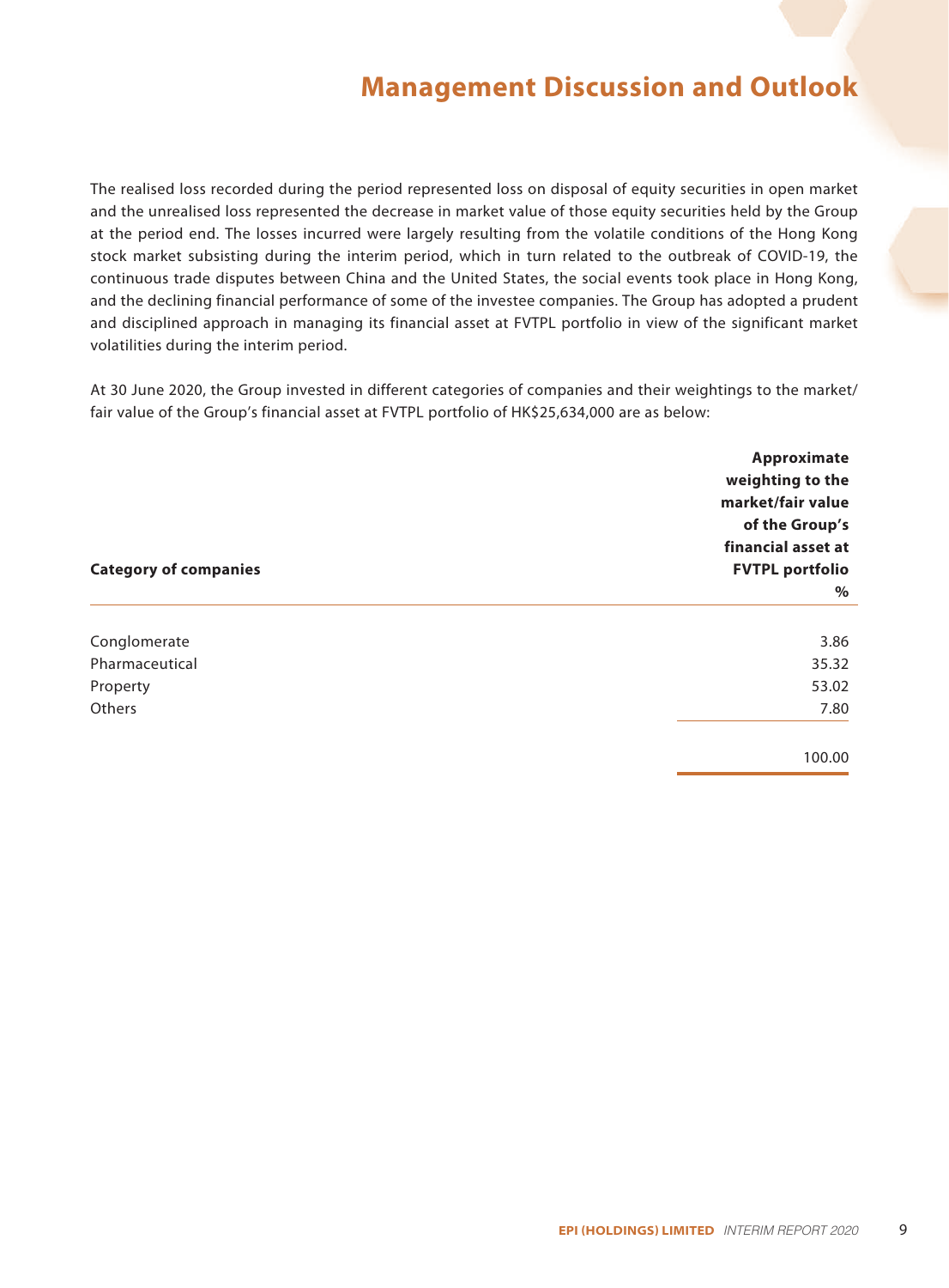# Management Discussion and Outlook

The realised loss recorded during the period represented loss on disposal of equity securities in open market and the unrealised loss represented the decrease in market value of those equity securities held by the Group at the period end. The losses incurred were largely resulting from the volatile conditions of the Hong Kong stock market subsisting during the interim period, which in turn related to the outbreak of COVID-19, the continuous trade disputes between China and the United States, the social events took place in Hong Kong, and the declining financial performance of some of the investee companies. The Group has adopted a prudent and disciplined approach in managing its financial asset at FVTPL portfolio in view of the significant market volatilities during the interim period.

At 30 June 2020, the Group invested in different categories of companies and their weightings to the market/fair value of the Group's financial asset at FVTPL portfolio of HK$25,634,000 are as below:

| Category of companies | Approximate weighting to the market/fair value of the Group's financial asset at FVTPL portfolio |
|---|---|
| | % |
| Conglomerate | 3.86 |
| Pharmaceutical | 35.32 |
| Property | 53.02 |
| Others | 7.80 |
| | 100.00 |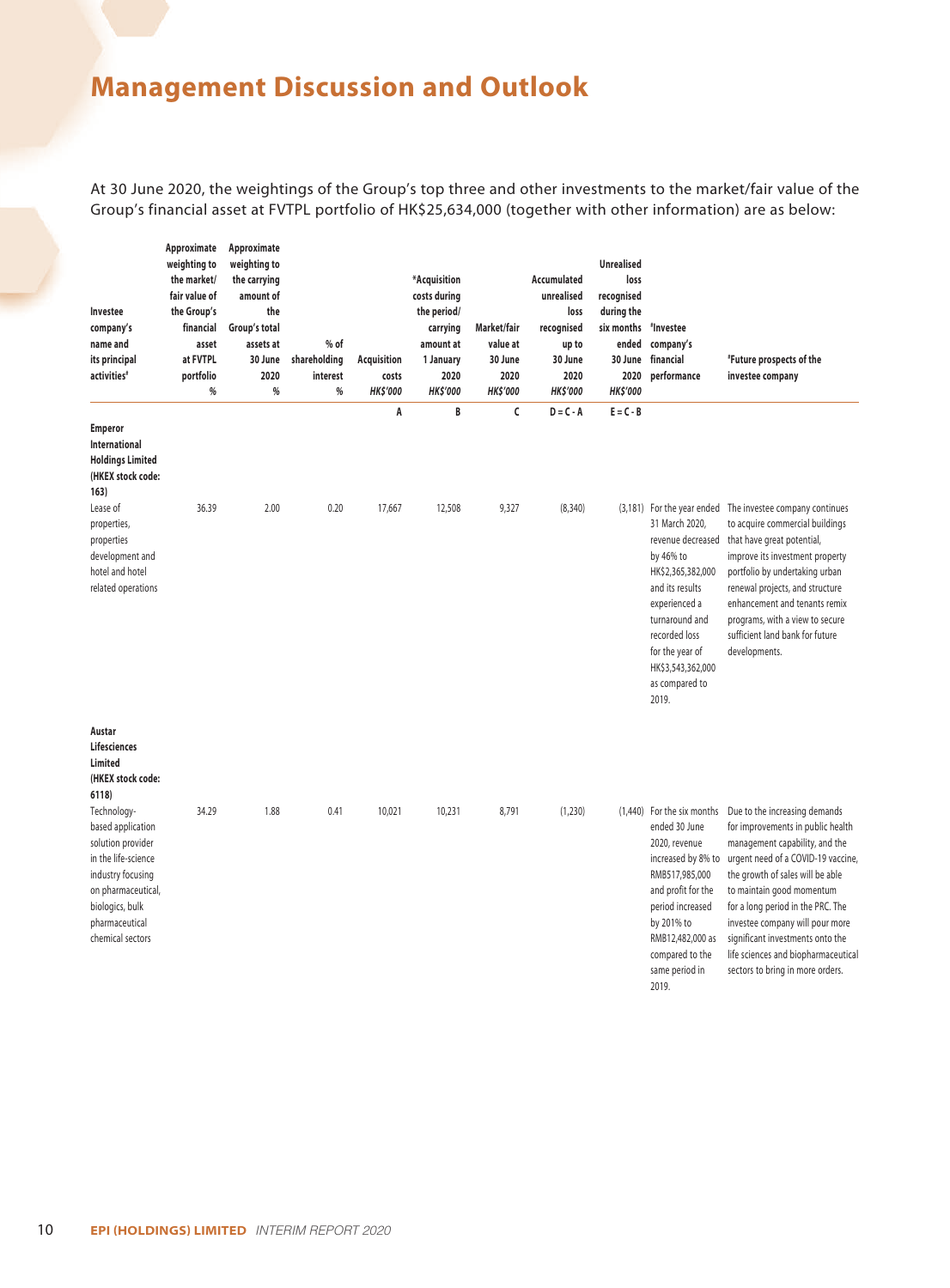# Management Discussion and Outlook

At 30 June 2020, the weightings of the Group's top three and other investments to the market/fair value of the Group's financial asset at FVTPL portfolio of HK$25,634,000 (together with other information) are as below:

| Investee company's name and its principal activities[#] | Approximate weighting to the market/ fair value of the Group's financial asset at FVTPL portfolio % | Approximate weighting to the carrying amount of the Group's total assets at 30 June 2020 % | % of shareholding interest % | Acquisition costs HK$'000 | *Acquisition costs during the period/ carrying amount at 1 January 2020 HK$'000 | Market/fair value at 30 June 2020 HK$'000 | Accumulated unrealised loss recognised up to 30 June 2020 HK$'000 | Unrealised loss recognised during the six months ended 30 June 2020 HK$'000 | [#]Investee company's financial performance | [#]Future prospects of the investee company |
|---|---|---|---|---|---|---|---|---|---|---|
| | | | | A | B | C | D = C - A | E = C - B | | |
| **Emperor International Holdings Limited (HKEX stock code: 163)** | | | | | | | | | | |
| Lease of properties, properties development and hotel and hotel related operations | 36.39 | 2.00 | 0.20 | 17,667 | 12,508 | 9,327 | (8,340) | (3,181) | For the year ended 31 March 2020, revenue decreased by 46% to HK$2,365,382,000 and its results experienced a turnaround and recorded loss for the year of HK$3,543,362,000 as compared to 2019. | The investee company continues to acquire commercial buildings that have great potential, improve its investment property portfolio by undertaking urban renewal projects, and structure enhancement and tenants remix programs, with a view to secure sufficient land bank for future developments. |
| **Austar Lifesciences Limited (HKEX stock code: 6118)** | | | | | | | | | | |
| Technology-based application solution provider in the life-science industry focusing on pharmaceutical, biologics, bulk pharmaceutical chemical sectors | 34.29 | 1.88 | 0.41 | 10,021 | 10,231 | 8,791 | (1,230) | (1,440) | For the six months ended 30 June 2020, revenue increased by 8% to RMB517,985,000 and profit for the period increased by 201% to RMB12,482,000 as compared to the same period in 2019. | Due to the increasing demands for improvements in public health management capability, and the urgent need of a COVID-19 vaccine, the growth of sales will be able to maintain good momentum for a long period in the PRC. The investee company will pour more significant investments onto the life sciences and biopharmaceutical sectors to bring in more orders. |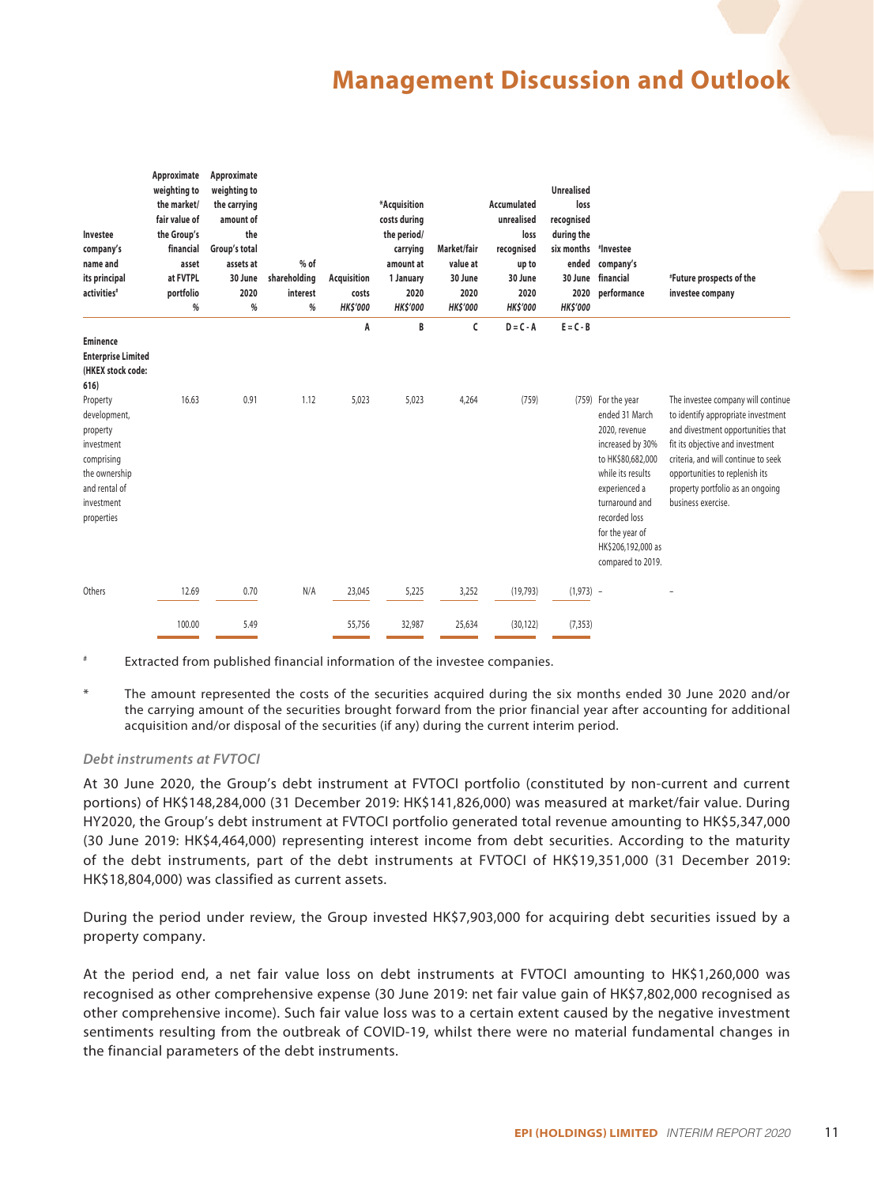| Investee company's name and its principal activities# | Approximate weighting to the market/ fair value of the Group's financial asset at FVTPL portfolio % | Approximate weighting to the carrying amount of the Group's total assets at 30 June 2020 % | % of shareholding interest % | Acquisition costs HK$'000 | *Acquisition costs during the period/ carrying amount at 1 January 2020 HK$'000 | Market/fair value at 30 June 2020 HK$'000 | Accumulated unrealised loss recognised up to 30 June 2020 HK$'000 | Unrealised loss recognised during the six months ended 30 June 2020 HK$'000 | #Investee company's financial performance | #Future prospects of the investee company |
|---|---|---|---|---|---|---|---|---|---|---|
| | | | | A | B | C | D = C - A | E = C - B | | |
| **Eminence Enterprise Limited (HKEX stock code: 616)** Property development, property investment comprising the ownership and rental of investment properties | 16.63 | 0.91 | 1.12 | 5,023 | 5,023 | 4,264 | (759) | (759) | For the year ended 31 March 2020, revenue increased by 30% to HK$80,682,000 while its results experienced a turnaround and recorded loss for the year of HK$206,192,000 as compared to 2019. | The investee company will continue to identify appropriate investment and divestment opportunities that fit its objective and investment criteria, and will continue to seek opportunities to replenish its property portfolio as an ongoing business exercise. |
| Others | 12.69 | 0.70 | N/A | 23,045 | 5,225 | 3,252 | (19,793) | (1,973) | – | – |
| | 100.00 | 5.49 | | 55,756 | 32,987 | 25,634 | (30,122) | (7,353) | | |

# Extracted from published financial information of the investee companies.

* The amount represented the costs of the securities acquired during the six months ended 30 June 2020 and/or the carrying amount of the securities brought forward from the prior financial year after accounting for additional acquisition and/or disposal of the securities (if any) during the current interim period.

### *Debt instruments at FVTOCI*

At 30 June 2020, the Group's debt instrument at FVTOCI portfolio (constituted by non-current and current portions) of HK$148,284,000 (31 December 2019: HK$141,826,000) was measured at market/fair value. During HY2020, the Group's debt instrument at FVTOCI portfolio generated total revenue amounting to HK$5,347,000 (30 June 2019: HK$4,464,000) representing interest income from debt securities. According to the maturity of the debt instruments, part of the debt instruments at FVTOCI of HK$19,351,000 (31 December 2019: HK$18,804,000) was classified as current assets.

During the period under review, the Group invested HK$7,903,000 for acquiring debt securities issued by a property company.

At the period end, a net fair value loss on debt instruments at FVTOCI amounting to HK$1,260,000 was recognised as other comprehensive expense (30 June 2019: net fair value gain of HK$7,802,000 recognised as other comprehensive income). Such fair value loss was to a certain extent caused by the negative investment sentiments resulting from the outbreak of COVID-19, whilst there were no material fundamental changes in the financial parameters of the debt instruments.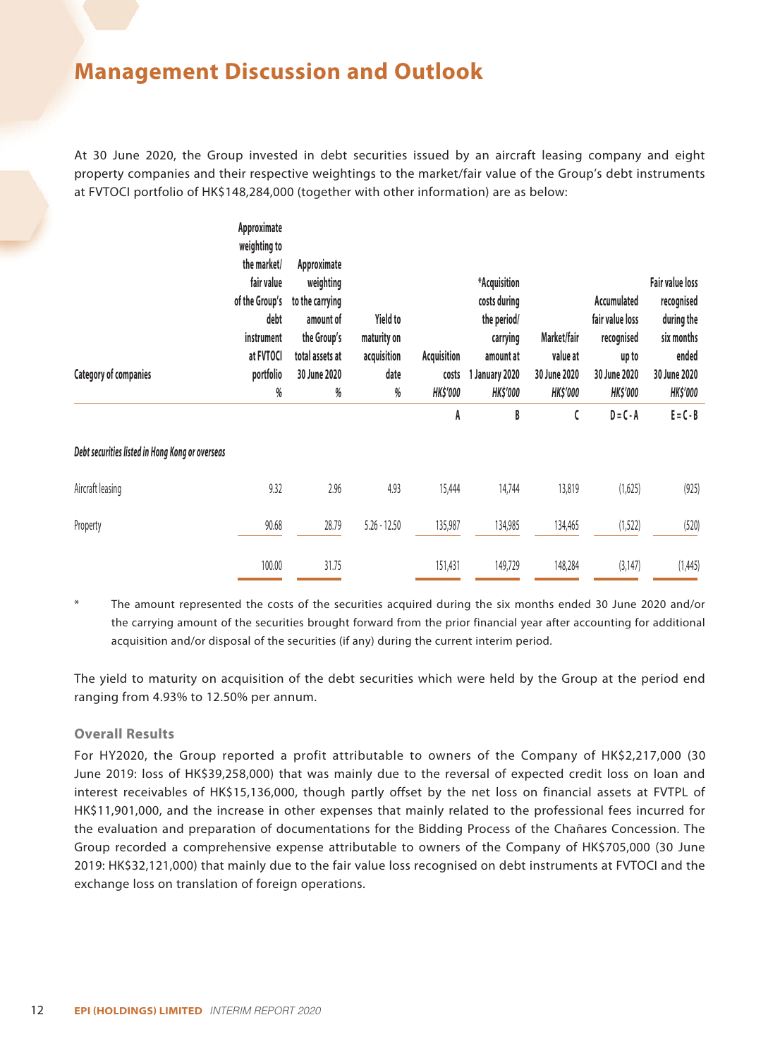# Management Discussion and Outlook

At 30 June 2020, the Group invested in debt securities issued by an aircraft leasing company and eight property companies and their respective weightings to the market/fair value of the Group's debt instruments at FVTOCI portfolio of HK$148,284,000 (together with other information) are as below:

| Category of companies | Approximate weighting to the market/ fair value of the Group's debt instrument at FVTOCI portfolio % | Approximate weighting to the carrying amount of the Group's total assets at 30 June 2020 % | Yield to maturity on acquisition date % | Acquisition costs HK$'000 | *Acquisition costs during the period/ carrying amount at 1 January 2020 HK$'000 | Market/fair value at 30 June 2020 HK$'000 | Accumulated fair value loss recognised up to 30 June 2020 HK$'000 | Fair value loss recognised during the six months ended 30 June 2020 HK$'000 |
|---|---|---|---|---|---|---|---|---|
| | | | | A | B | C | D = C - A | E = C - B |
| *Debt securities listed in Hong Kong or overseas* | | | | | | | | |
| Aircraft leasing | 9.32 | 2.96 | 4.93 | 15,444 | 14,744 | 13,819 | (1,625) | (925) |
| Property | 90.68 | 28.79 | 5.26 - 12.50 | 135,987 | 134,985 | 134,465 | (1,522) | (520) |
| | 100.00 | 31.75 | | 151,431 | 149,729 | 148,284 | (3,147) | (1,445) |

\* The amount represented the costs of the securities acquired during the six months ended 30 June 2020 and/or the carrying amount of the securities brought forward from the prior financial year after accounting for additional acquisition and/or disposal of the securities (if any) during the current interim period.

The yield to maturity on acquisition of the debt securities which were held by the Group at the period end ranging from 4.93% to 12.50% per annum.

### Overall Results

For HY2020, the Group reported a profit attributable to owners of the Company of HK$2,217,000 (30 June 2019: loss of HK$39,258,000) that was mainly due to the reversal of expected credit loss on loan and interest receivables of HK$15,136,000, though partly offset by the net loss on financial assets at FVTPL of HK$11,901,000, and the increase in other expenses that mainly related to the professional fees incurred for the evaluation and preparation of documentations for the Bidding Process of the Chañares Concession. The Group recorded a comprehensive expense attributable to owners of the Company of HK$705,000 (30 June 2019: HK$32,121,000) that mainly due to the fair value loss recognised on debt instruments at FVTOCI and the exchange loss on translation of foreign operations.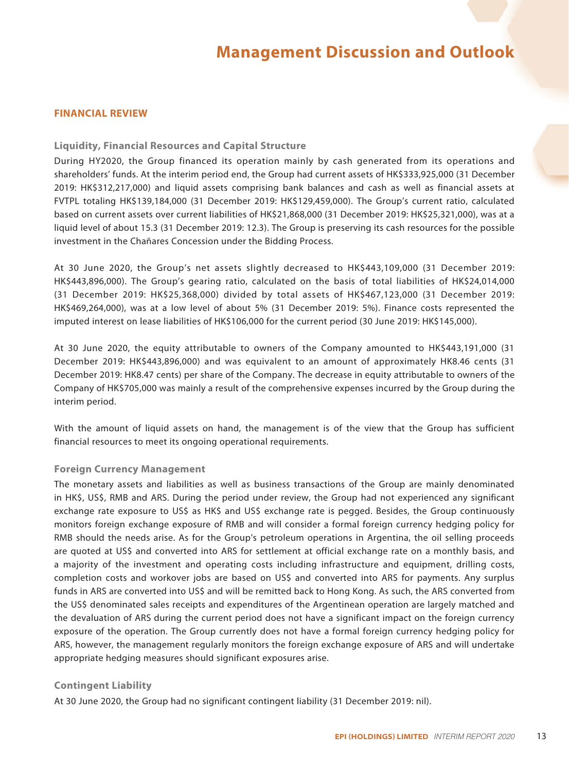# Management Discussion and Outlook

## FINANCIAL REVIEW

### Liquidity, Financial Resources and Capital Structure

During HY2020, the Group financed its operation mainly by cash generated from its operations and shareholders' funds. At the interim period end, the Group had current assets of HK$333,925,000 (31 December 2019: HK$312,217,000) and liquid assets comprising bank balances and cash as well as financial assets at FVTPL totaling HK$139,184,000 (31 December 2019: HK$129,459,000). The Group's current ratio, calculated based on current assets over current liabilities of HK$21,868,000 (31 December 2019: HK$25,321,000), was at a liquid level of about 15.3 (31 December 2019: 12.3). The Group is preserving its cash resources for the possible investment in the Chañares Concession under the Bidding Process.

At 30 June 2020, the Group's net assets slightly decreased to HK$443,109,000 (31 December 2019: HK$443,896,000). The Group's gearing ratio, calculated on the basis of total liabilities of HK$24,014,000 (31 December 2019: HK$25,368,000) divided by total assets of HK$467,123,000 (31 December 2019: HK$469,264,000), was at a low level of about 5% (31 December 2019: 5%). Finance costs represented the imputed interest on lease liabilities of HK$106,000 for the current period (30 June 2019: HK$145,000).

At 30 June 2020, the equity attributable to owners of the Company amounted to HK$443,191,000 (31 December 2019: HK$443,896,000) and was equivalent to an amount of approximately HK8.46 cents (31 December 2019: HK8.47 cents) per share of the Company. The decrease in equity attributable to owners of the Company of HK$705,000 was mainly a result of the comprehensive expenses incurred by the Group during the interim period.

With the amount of liquid assets on hand, the management is of the view that the Group has sufficient financial resources to meet its ongoing operational requirements.

### Foreign Currency Management

The monetary assets and liabilities as well as business transactions of the Group are mainly denominated in HK$, US$, RMB and ARS. During the period under review, the Group had not experienced any significant exchange rate exposure to US$ as HK$ and US$ exchange rate is pegged. Besides, the Group continuously monitors foreign exchange exposure of RMB and will consider a formal foreign currency hedging policy for RMB should the needs arise. As for the Group's petroleum operations in Argentina, the oil selling proceeds are quoted at US$ and converted into ARS for settlement at official exchange rate on a monthly basis, and a majority of the investment and operating costs including infrastructure and equipment, drilling costs, completion costs and workover jobs are based on US$ and converted into ARS for payments. Any surplus funds in ARS are converted into US$ and will be remitted back to Hong Kong. As such, the ARS converted from the US$ denominated sales receipts and expenditures of the Argentinean operation are largely matched and the devaluation of ARS during the current period does not have a significant impact on the foreign currency exposure of the operation. The Group currently does not have a formal foreign currency hedging policy for ARS, however, the management regularly monitors the foreign exchange exposure of ARS and will undertake appropriate hedging measures should significant exposures arise.

### Contingent Liability

At 30 June 2020, the Group had no significant contingent liability (31 December 2019: nil).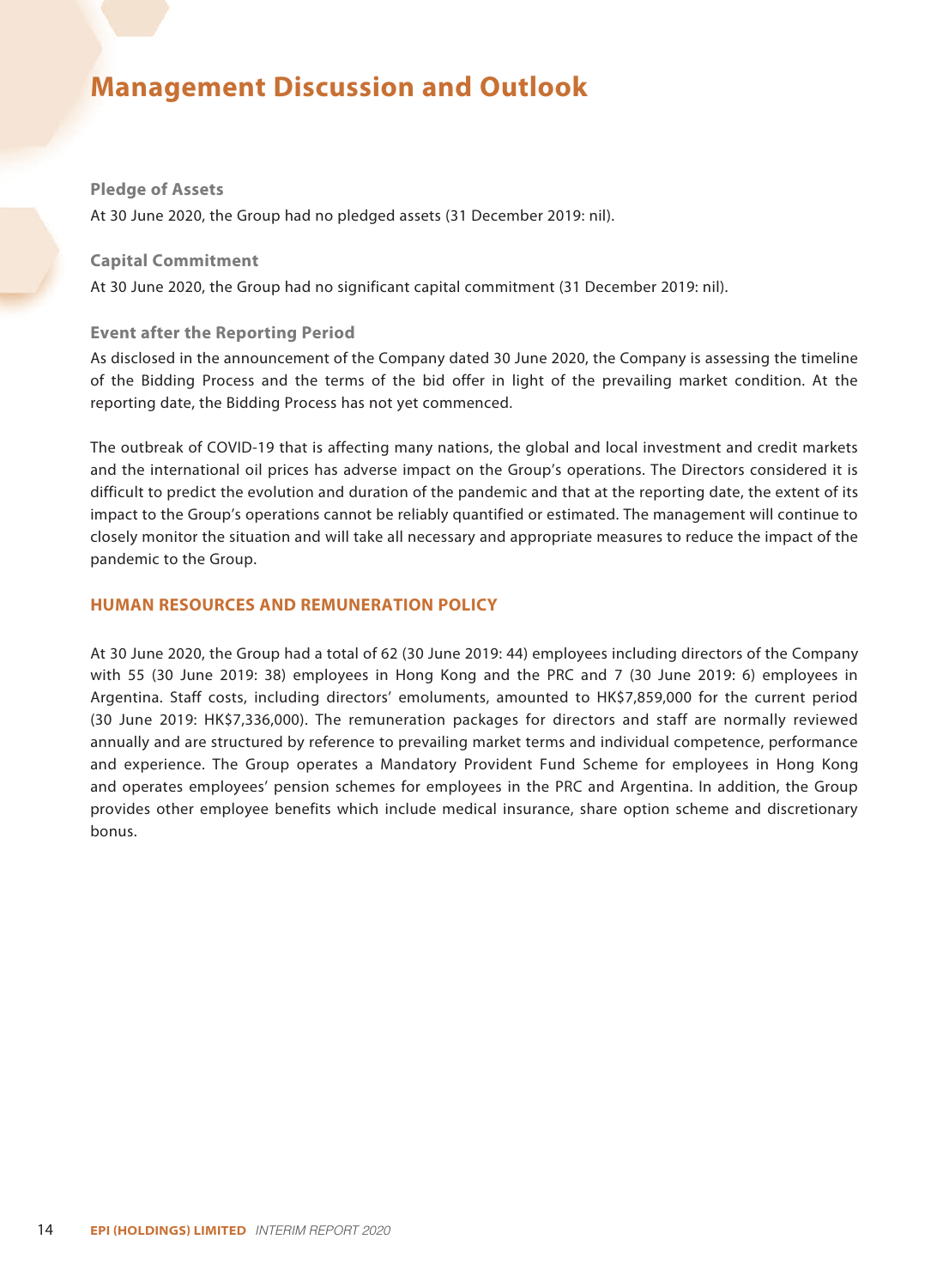# Management Discussion and Outlook

### Pledge of Assets

At 30 June 2020, the Group had no pledged assets (31 December 2019: nil).

### Capital Commitment

At 30 June 2020, the Group had no significant capital commitment (31 December 2019: nil).

### Event after the Reporting Period

As disclosed in the announcement of the Company dated 30 June 2020, the Company is assessing the timeline of the Bidding Process and the terms of the bid offer in light of the prevailing market condition. At the reporting date, the Bidding Process has not yet commenced.

The outbreak of COVID-19 that is affecting many nations, the global and local investment and credit markets and the international oil prices has adverse impact on the Group's operations. The Directors considered it is difficult to predict the evolution and duration of the pandemic and that at the reporting date, the extent of its impact to the Group's operations cannot be reliably quantified or estimated. The management will continue to closely monitor the situation and will take all necessary and appropriate measures to reduce the impact of the pandemic to the Group.

## HUMAN RESOURCES AND REMUNERATION POLICY

At 30 June 2020, the Group had a total of 62 (30 June 2019: 44) employees including directors of the Company with 55 (30 June 2019: 38) employees in Hong Kong and the PRC and 7 (30 June 2019: 6) employees in Argentina. Staff costs, including directors' emoluments, amounted to HK$7,859,000 for the current period (30 June 2019: HK$7,336,000). The remuneration packages for directors and staff are normally reviewed annually and are structured by reference to prevailing market terms and individual competence, performance and experience. The Group operates a Mandatory Provident Fund Scheme for employees in Hong Kong and operates employees' pension schemes for employees in the PRC and Argentina. In addition, the Group provides other employee benefits which include medical insurance, share option scheme and discretionary bonus.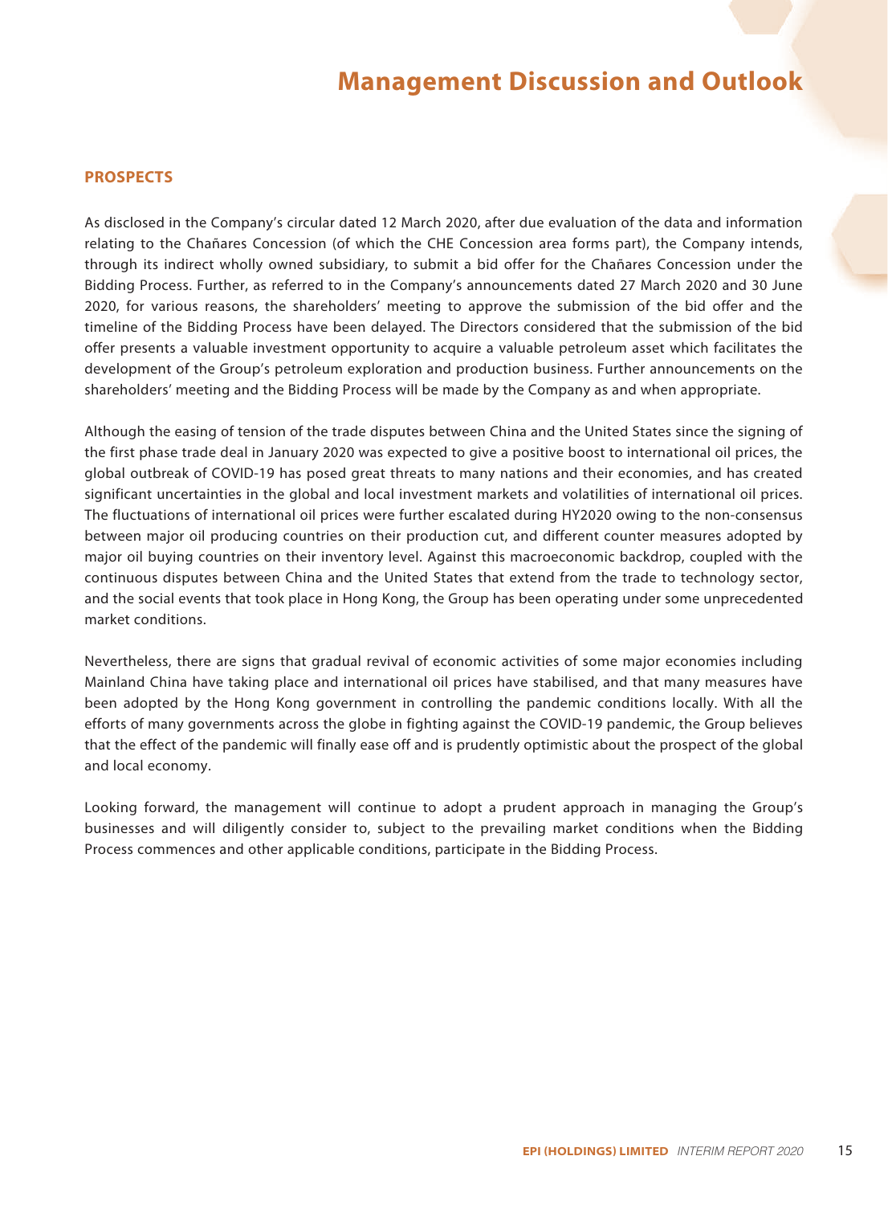## PROSPECTS

As disclosed in the Company's circular dated 12 March 2020, after due evaluation of the data and information relating to the Chañares Concession (of which the CHE Concession area forms part), the Company intends, through its indirect wholly owned subsidiary, to submit a bid offer for the Chañares Concession under the Bidding Process. Further, as referred to in the Company's announcements dated 27 March 2020 and 30 June 2020, for various reasons, the shareholders' meeting to approve the submission of the bid offer and the timeline of the Bidding Process have been delayed. The Directors considered that the submission of the bid offer presents a valuable investment opportunity to acquire a valuable petroleum asset which facilitates the development of the Group's petroleum exploration and production business. Further announcements on the shareholders' meeting and the Bidding Process will be made by the Company as and when appropriate.

Although the easing of tension of the trade disputes between China and the United States since the signing of the first phase trade deal in January 2020 was expected to give a positive boost to international oil prices, the global outbreak of COVID-19 has posed great threats to many nations and their economies, and has created significant uncertainties in the global and local investment markets and volatilities of international oil prices. The fluctuations of international oil prices were further escalated during HY2020 owing to the non-consensus between major oil producing countries on their production cut, and different counter measures adopted by major oil buying countries on their inventory level. Against this macroeconomic backdrop, coupled with the continuous disputes between China and the United States that extend from the trade to technology sector, and the social events that took place in Hong Kong, the Group has been operating under some unprecedented market conditions.

Nevertheless, there are signs that gradual revival of economic activities of some major economies including Mainland China have taking place and international oil prices have stabilised, and that many measures have been adopted by the Hong Kong government in controlling the pandemic conditions locally. With all the efforts of many governments across the globe in fighting against the COVID-19 pandemic, the Group believes that the effect of the pandemic will finally ease off and is prudently optimistic about the prospect of the global and local economy.

Looking forward, the management will continue to adopt a prudent approach in managing the Group's businesses and will diligently consider to, subject to the prevailing market conditions when the Bidding Process commences and other applicable conditions, participate in the Bidding Process.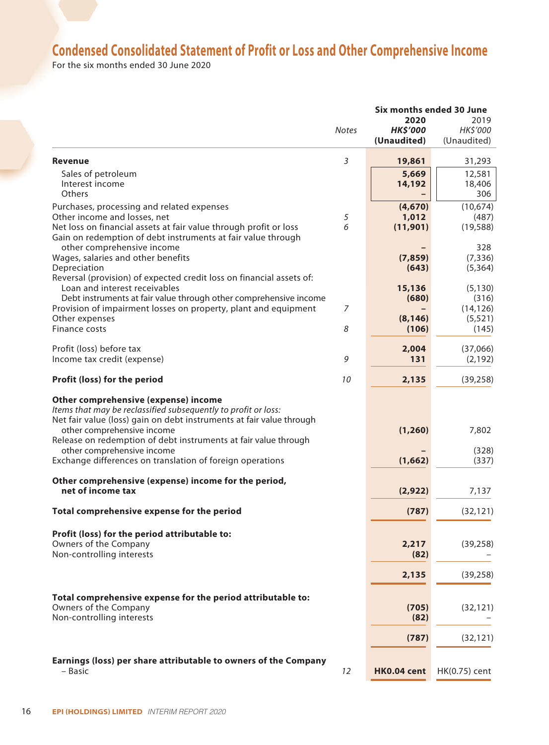# Condensed Consolidated Statement of Profit or Loss and Other Comprehensive Income

For the six months ended 30 June 2020

| | Notes | Six months ended 30 June 2020 HK$'000 (Unaudited) | 2019 HK$'000 (Unaudited) |
|---|---|---|---|
| **Revenue** | 3 | **19,861** | 31,293 |
| Sales of petroleum | | **5,669** | 12,581 |
| Interest income | | **14,192** | 18,406 |
| Others | | **–** | 306 |
| Purchases, processing and related expenses | | **(4,670)** | (10,674) |
| Other income and losses, net | 5 | **1,012** | (487) |
| Net loss on financial assets at fair value through profit or loss | 6 | **(11,901)** | (19,588) |
| Gain on redemption of debt instruments at fair value through other comprehensive income | | **–** | 328 |
| Wages, salaries and other benefits | | **(7,859)** | (7,336) |
| Depreciation | | **(643)** | (5,364) |
| Reversal (provision) of expected credit loss on financial assets of: | | | |
| Loan and interest receivables | | **15,136** | (5,130) |
| Debt instruments at fair value through other comprehensive income | | **(680)** | (316) |
| Provision of impairment losses on property, plant and equipment | 7 | **–** | (14,126) |
| Other expenses | | **(8,146)** | (5,521) |
| Finance costs | 8 | **(106)** | (145) |
| Profit (loss) before tax | | **2,004** | (37,066) |
| Income tax credit (expense) | 9 | **131** | (2,192) |
| **Profit (loss) for the period** | 10 | **2,135** | (39,258) |
| **Other comprehensive (expense) income** | | | |
| *Items that may be reclassified subsequently to profit or loss:* | | | |
| Net fair value (loss) gain on debt instruments at fair value through other comprehensive income | | **(1,260)** | 7,802 |
| Release on redemption of debt instruments at fair value through other comprehensive income | | **–** | (328) |
| Exchange differences on translation of foreign operations | | **(1,662)** | (337) |
| **Other comprehensive (expense) income for the period, net of income tax** | | **(2,922)** | 7,137 |
| **Total comprehensive expense for the period** | | **(787)** | (32,121) |
| **Profit (loss) for the period attributable to:** | | | |
| Owners of the Company | | **2,217** | (39,258) |
| Non-controlling interests | | **(82)** | – |
| | | **2,135** | (39,258) |
| **Total comprehensive expense for the period attributable to:** | | | |
| Owners of the Company | | **(705)** | (32,121) |
| Non-controlling interests | | **(82)** | – |
| | | **(787)** | (32,121) |
| **Earnings (loss) per share attributable to owners of the Company** | | | |
| – Basic | 12 | **HK0.04 cent** | HK(0.75) cent |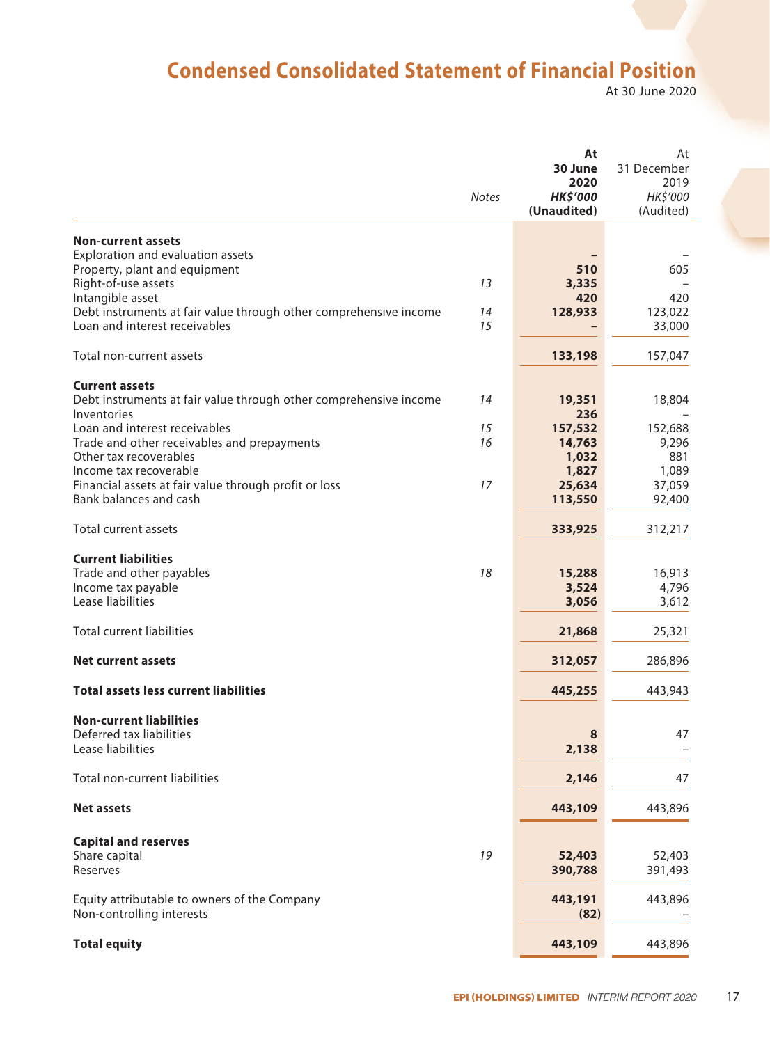# Condensed Consolidated Statement of Financial Position

At 30 June 2020

| | Notes | At 30 June 2020 HK$'000 (Unaudited) | At 31 December 2019 HK$'000 (Audited) |
|---|---|---|---|
| **Non-current assets** | | | |
| Exploration and evaluation assets | | – | – |
| Property, plant and equipment | | 510 | 605 |
| Right-of-use assets | 13 | 3,335 | – |
| Intangible asset | | 420 | 420 |
| Debt instruments at fair value through other comprehensive income | 14 | 128,933 | 123,022 |
| Loan and interest receivables | 15 | – | 33,000 |
| Total non-current assets | | 133,198 | 157,047 |
| **Current assets** | | | |
| Debt instruments at fair value through other comprehensive income | 14 | 19,351 | 18,804 |
| Inventories | | 236 | – |
| Loan and interest receivables | 15 | 157,532 | 152,688 |
| Trade and other receivables and prepayments | 16 | 14,763 | 9,296 |
| Other tax recoverables | | 1,032 | 881 |
| Income tax recoverable | | 1,827 | 1,089 |
| Financial assets at fair value through profit or loss | 17 | 25,634 | 37,059 |
| Bank balances and cash | | 113,550 | 92,400 |
| Total current assets | | 333,925 | 312,217 |
| **Current liabilities** | | | |
| Trade and other payables | 18 | 15,288 | 16,913 |
| Income tax payable | | 3,524 | 4,796 |
| Lease liabilities | | 3,056 | 3,612 |
| Total current liabilities | | 21,868 | 25,321 |
| **Net current assets** | | 312,057 | 286,896 |
| **Total assets less current liabilities** | | 445,255 | 443,943 |
| **Non-current liabilities** | | | |
| Deferred tax liabilities | | 8 | 47 |
| Lease liabilities | | 2,138 | – |
| Total non-current liabilities | | 2,146 | 47 |
| **Net assets** | | 443,109 | 443,896 |
| **Capital and reserves** | | | |
| Share capital | 19 | 52,403 | 52,403 |
| Reserves | | 390,788 | 391,493 |
| Equity attributable to owners of the Company | | 443,191 | 443,896 |
| Non-controlling interests | | (82) | – |
| **Total equity** | | 443,109 | 443,896 |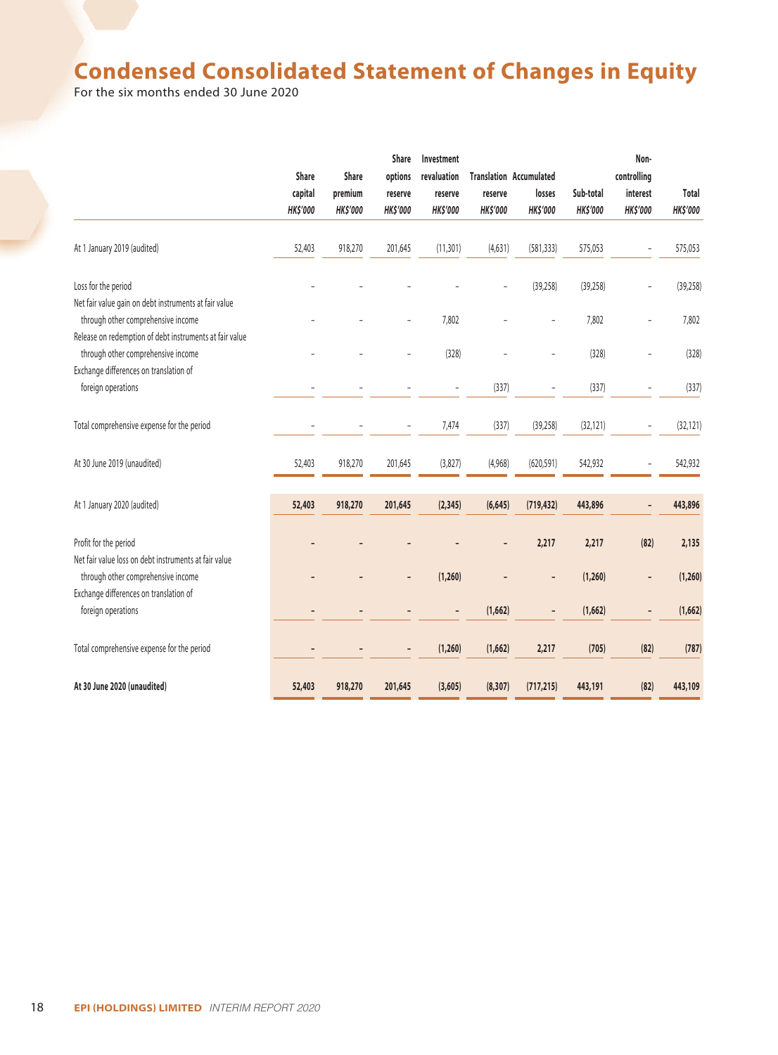# Condensed Consolidated Statement of Changes in Equity

For the six months ended 30 June 2020

| | Share capital HK$'000 | Share premium HK$'000 | Share options reserve HK$'000 | Investment revaluation reserve HK$'000 | Translation reserve HK$'000 | Accumulated losses HK$'000 | Sub-total HK$'000 | Non-controlling interest HK$'000 | Total HK$'000 |
|---|---|---|---|---|---|---|---|---|---|
| At 1 January 2019 (audited) | 52,403 | 918,270 | 201,645 | (11,301) | (4,631) | (581,333) | 575,053 | – | 575,053 |
| Loss for the period | – | – | – | – | – | (39,258) | (39,258) | – | (39,258) |
| Net fair value gain on debt instruments at fair value through other comprehensive income | – | – | – | 7,802 | – | – | 7,802 | – | 7,802 |
| Release on redemption of debt instruments at fair value through other comprehensive income | – | – | – | (328) | – | – | (328) | – | (328) |
| Exchange differences on translation of foreign operations | – | – | – | – | (337) | – | (337) | – | (337) |
| Total comprehensive expense for the period | – | – | – | 7,474 | (337) | (39,258) | (32,121) | – | (32,121) |
| At 30 June 2019 (unaudited) | 52,403 | 918,270 | 201,645 | (3,827) | (4,968) | (620,591) | 542,932 | – | 542,932 |
| **At 1 January 2020 (audited)** | **52,403** | **918,270** | **201,645** | **(2,345)** | **(6,645)** | **(719,432)** | **443,896** | **–** | **443,896** |
| Profit for the period | **–** | **–** | **–** | **–** | **–** | **2,217** | **2,217** | **(82)** | **2,135** |
| Net fair value loss on debt instruments at fair value through other comprehensive income | **–** | **–** | **–** | **(1,260)** | **–** | **–** | **(1,260)** | **–** | **(1,260)** |
| Exchange differences on translation of foreign operations | **–** | **–** | **–** | **–** | **(1,662)** | **–** | **(1,662)** | **–** | **(1,662)** |
| Total comprehensive expense for the period | **–** | **–** | **–** | **(1,260)** | **(1,662)** | **2,217** | **(705)** | **(82)** | **(787)** |
| **At 30 June 2020 (unaudited)** | **52,403** | **918,270** | **201,645** | **(3,605)** | **(8,307)** | **(717,215)** | **443,191** | **(82)** | **443,109** |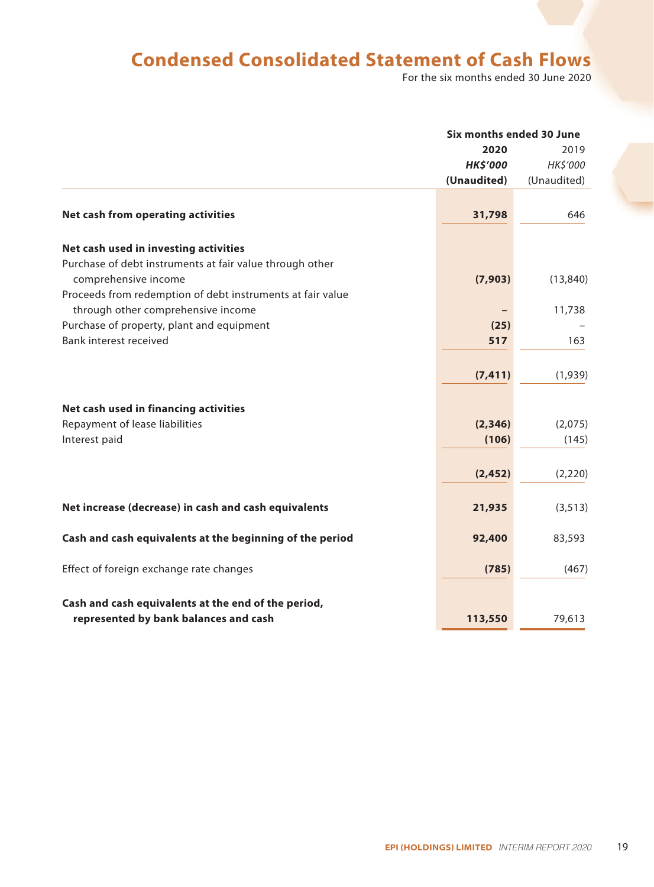# Condensed Consolidated Statement of Cash Flows

For the six months ended 30 June 2020

| | Six months ended 30 June | |
|---|---|---|
| | **2020** | 2019 |
| | ***HK$'000*** | *HK$'000* |
| | **(Unaudited)** | (Unaudited) |
| **Net cash from operating activities** | **31,798** | 646 |
| **Net cash used in investing activities** | | |
| Purchase of debt instruments at fair value through other comprehensive income | **(7,903)** | (13,840) |
| Proceeds from redemption of debt instruments at fair value through other comprehensive income | **–** | 11,738 |
| Purchase of property, plant and equipment | **(25)** | – |
| Bank interest received | **517** | 163 |
| | **(7,411)** | (1,939) |
| **Net cash used in financing activities** | | |
| Repayment of lease liabilities | **(2,346)** | (2,075) |
| Interest paid | **(106)** | (145) |
| | **(2,452)** | (2,220) |
| **Net increase (decrease) in cash and cash equivalents** | **21,935** | (3,513) |
| **Cash and cash equivalents at the beginning of the period** | **92,400** | 83,593 |
| Effect of foreign exchange rate changes | **(785)** | (467) |
| **Cash and cash equivalents at the end of the period, represented by bank balances and cash** | **113,550** | 79,613 |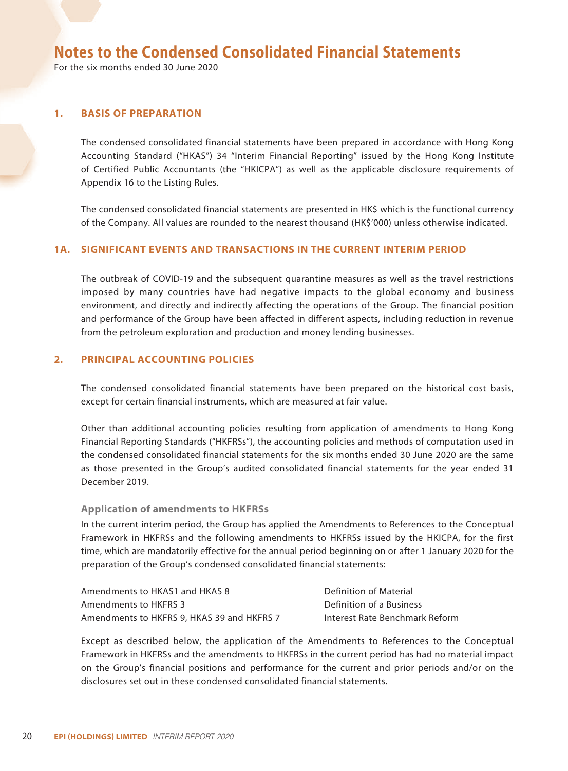# Notes to the Condensed Consolidated Financial Statements

For the six months ended 30 June 2020

## 1. BASIS OF PREPARATION

The condensed consolidated financial statements have been prepared in accordance with Hong Kong Accounting Standard ("HKAS") 34 "Interim Financial Reporting" issued by the Hong Kong Institute of Certified Public Accountants (the "HKICPA") as well as the applicable disclosure requirements of Appendix 16 to the Listing Rules.

The condensed consolidated financial statements are presented in HK$ which is the functional currency of the Company. All values are rounded to the nearest thousand (HK$'000) unless otherwise indicated.

## 1A. SIGNIFICANT EVENTS AND TRANSACTIONS IN THE CURRENT INTERIM PERIOD

The outbreak of COVID-19 and the subsequent quarantine measures as well as the travel restrictions imposed by many countries have had negative impacts to the global economy and business environment, and directly and indirectly affecting the operations of the Group. The financial position and performance of the Group have been affected in different aspects, including reduction in revenue from the petroleum exploration and production and money lending businesses.

## 2. PRINCIPAL ACCOUNTING POLICIES

The condensed consolidated financial statements have been prepared on the historical cost basis, except for certain financial instruments, which are measured at fair value.

Other than additional accounting policies resulting from application of amendments to Hong Kong Financial Reporting Standards ("HKFRSs"), the accounting policies and methods of computation used in the condensed consolidated financial statements for the six months ended 30 June 2020 are the same as those presented in the Group's audited consolidated financial statements for the year ended 31 December 2019.

### Application of amendments to HKFRSs

In the current interim period, the Group has applied the Amendments to References to the Conceptual Framework in HKFRSs and the following amendments to HKFRSs issued by the HKICPA, for the first time, which are mandatorily effective for the annual period beginning on or after 1 January 2020 for the preparation of the Group's condensed consolidated financial statements:

| | |
|---|---|
| Amendments to HKAS1 and HKAS 8 | Definition of Material |
| Amendments to HKFRS 3 | Definition of a Business |
| Amendments to HKFRS 9, HKAS 39 and HKFRS 7 | Interest Rate Benchmark Reform |

Except as described below, the application of the Amendments to References to the Conceptual Framework in HKFRSs and the amendments to HKFRSs in the current period has had no material impact on the Group's financial positions and performance for the current and prior periods and/or on the disclosures set out in these condensed consolidated financial statements.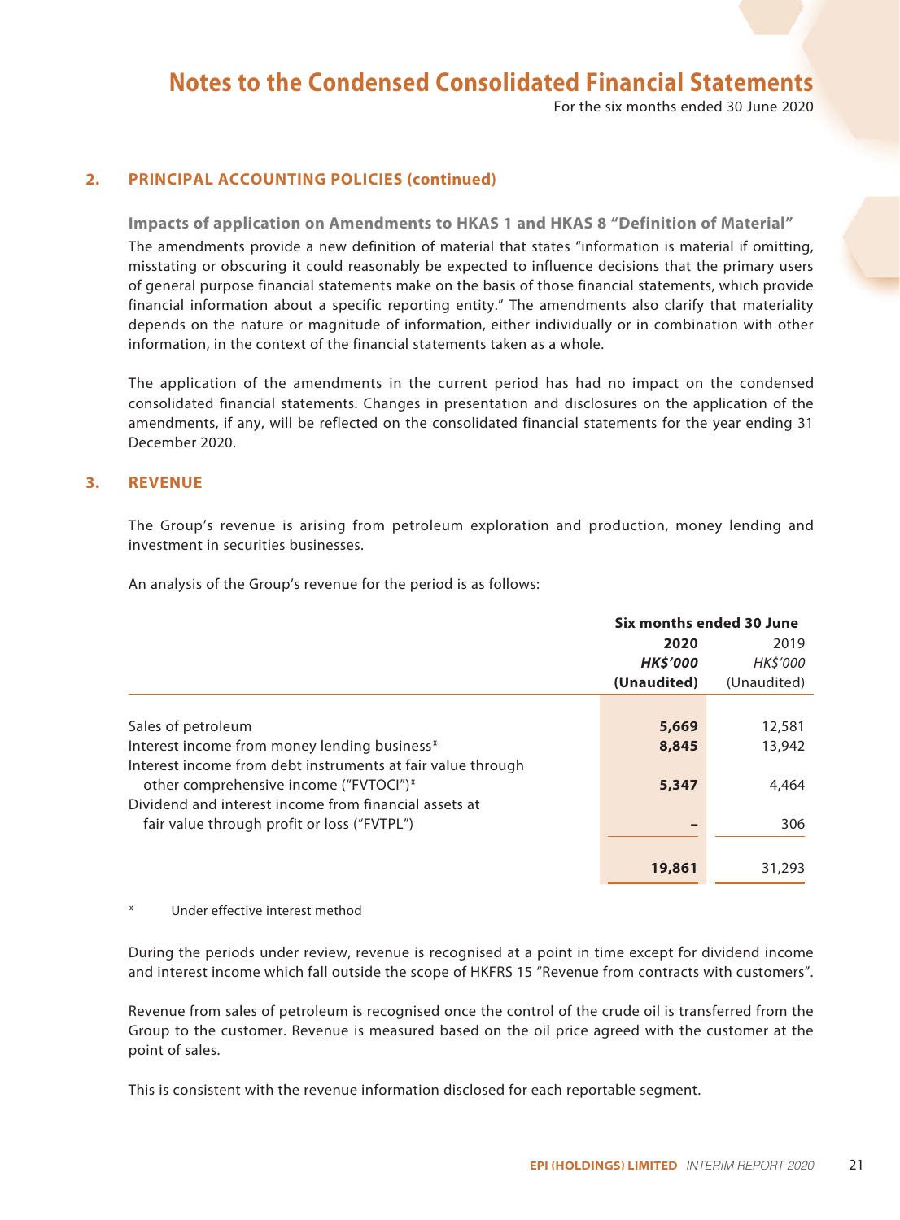## 2. PRINCIPAL ACCOUNTING POLICIES (continued)

### Impacts of application on Amendments to HKAS 1 and HKAS 8 "Definition of Material"

The amendments provide a new definition of material that states "information is material if omitting, misstating or obscuring it could reasonably be expected to influence decisions that the primary users of general purpose financial statements make on the basis of those financial statements, which provide financial information about a specific reporting entity." The amendments also clarify that materiality depends on the nature or magnitude of information, either individually or in combination with other information, in the context of the financial statements taken as a whole.

The application of the amendments in the current period has had no impact on the condensed consolidated financial statements. Changes in presentation and disclosures on the application of the amendments, if any, will be reflected on the consolidated financial statements for the year ending 31 December 2020.

## 3. REVENUE

The Group's revenue is arising from petroleum exploration and production, money lending and investment in securities businesses.

An analysis of the Group's revenue for the period is as follows:

| | Six months ended 30 June | |
|---|---|---|
| | **2020** | 2019 |
| | ***HK$'000*** | *HK$'000* |
| | **(Unaudited)** | (Unaudited) |
| Sales of petroleum | **5,669** | 12,581 |
| Interest income from money lending business* | **8,845** | 13,942 |
| Interest income from debt instruments at fair value through other comprehensive income ("FVTOCI")* | **5,347** | 4,464 |
| Dividend and interest income from financial assets at fair value through profit or loss ("FVTPL") | **–** | 306 |
| | **19,861** | 31,293 |

\* Under effective interest method

During the periods under review, revenue is recognised at a point in time except for dividend income and interest income which fall outside the scope of HKFRS 15 "Revenue from contracts with customers".

Revenue from sales of petroleum is recognised once the control of the crude oil is transferred from the Group to the customer. Revenue is measured based on the oil price agreed with the customer at the point of sales.

This is consistent with the revenue information disclosed for each reportable segment.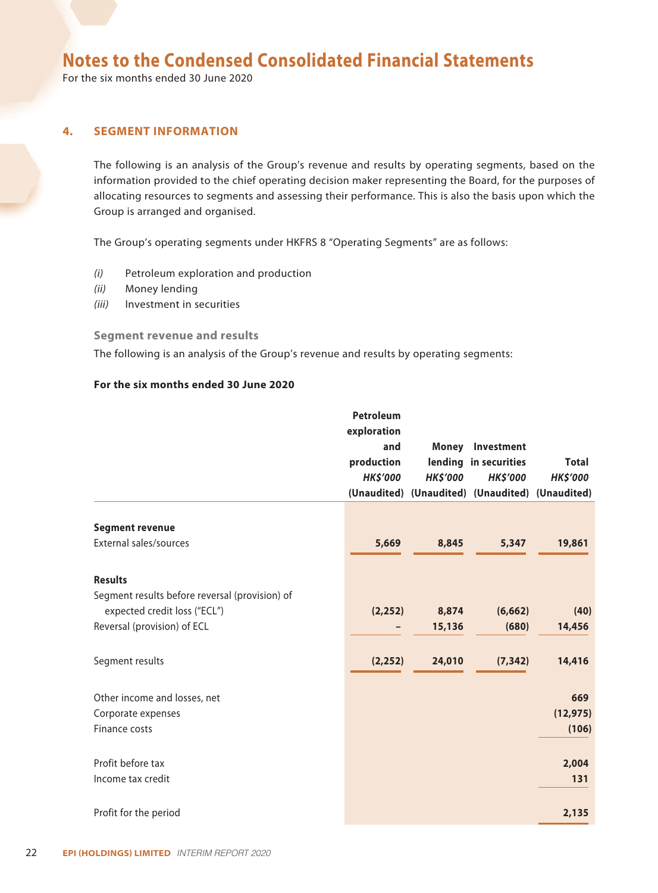# Notes to the Condensed Consolidated Financial Statements

For the six months ended 30 June 2020

## 4. SEGMENT INFORMATION

The following is an analysis of the Group's revenue and results by operating segments, based on the information provided to the chief operating decision maker representing the Board, for the purposes of allocating resources to segments and assessing their performance. This is also the basis upon which the Group is arranged and organised.

The Group's operating segments under HKFRS 8 "Operating Segments" are as follows:

*(i)* Petroleum exploration and production
*(ii)* Money lending
*(iii)* Investment in securities

### Segment revenue and results

The following is an analysis of the Group's revenue and results by operating segments:

**For the six months ended 30 June 2020**

| | Petroleum exploration and production | Money lending | Investment in securities | Total |
|---|---|---|---|---|
| | *HK$'000* | *HK$'000* | *HK$'000* | *HK$'000* |
| | (Unaudited) | (Unaudited) | (Unaudited) | (Unaudited) |
| **Segment revenue** | | | | |
| External sales/sources | 5,669 | 8,845 | 5,347 | 19,861 |
| **Results** | | | | |
| Segment results before reversal (provision) of expected credit loss ("ECL") | (2,252) | 8,874 | (6,662) | (40) |
| Reversal (provision) of ECL | – | 15,136 | (680) | 14,456 |
| Segment results | (2,252) | 24,010 | (7,342) | 14,416 |
| Other income and losses, net | | | | 669 |
| Corporate expenses | | | | (12,975) |
| Finance costs | | | | (106) |
| Profit before tax | | | | 2,004 |
| Income tax credit | | | | 131 |
| Profit for the period | | | | 2,135 |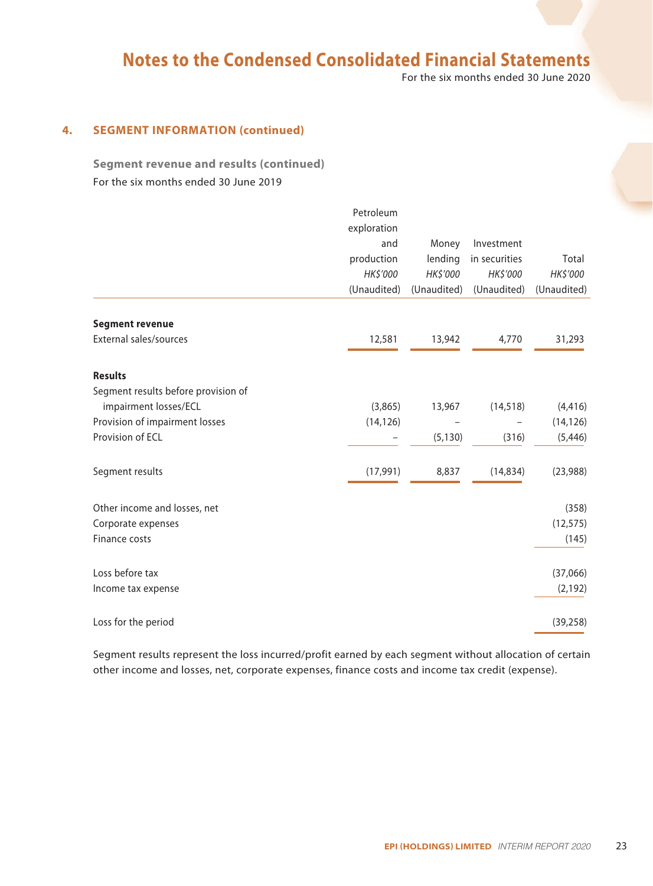## 4. SEGMENT INFORMATION (continued)

### Segment revenue and results (continued)

For the six months ended 30 June 2019

| | Petroleum exploration and production HK$'000 (Unaudited) | Money lending HK$'000 (Unaudited) | Investment in securities HK$'000 (Unaudited) | Total HK$'000 (Unaudited) |
|---|---|---|---|---|
| **Segment revenue** | | | | |
| External sales/sources | 12,581 | 13,942 | 4,770 | 31,293 |
| **Results** | | | | |
| Segment results before provision of impairment losses/ECL | (3,865) | 13,967 | (14,518) | (4,416) |
| Provision of impairment losses | (14,126) | – | – | (14,126) |
| Provision of ECL | – | (5,130) | (316) | (5,446) |
| Segment results | (17,991) | 8,837 | (14,834) | (23,988) |
| Other income and losses, net | | | | (358) |
| Corporate expenses | | | | (12,575) |
| Finance costs | | | | (145) |
| Loss before tax | | | | (37,066) |
| Income tax expense | | | | (2,192) |
| Loss for the period | | | | (39,258) |

Segment results represent the loss incurred/profit earned by each segment without allocation of certain other income and losses, net, corporate expenses, finance costs and income tax credit (expense).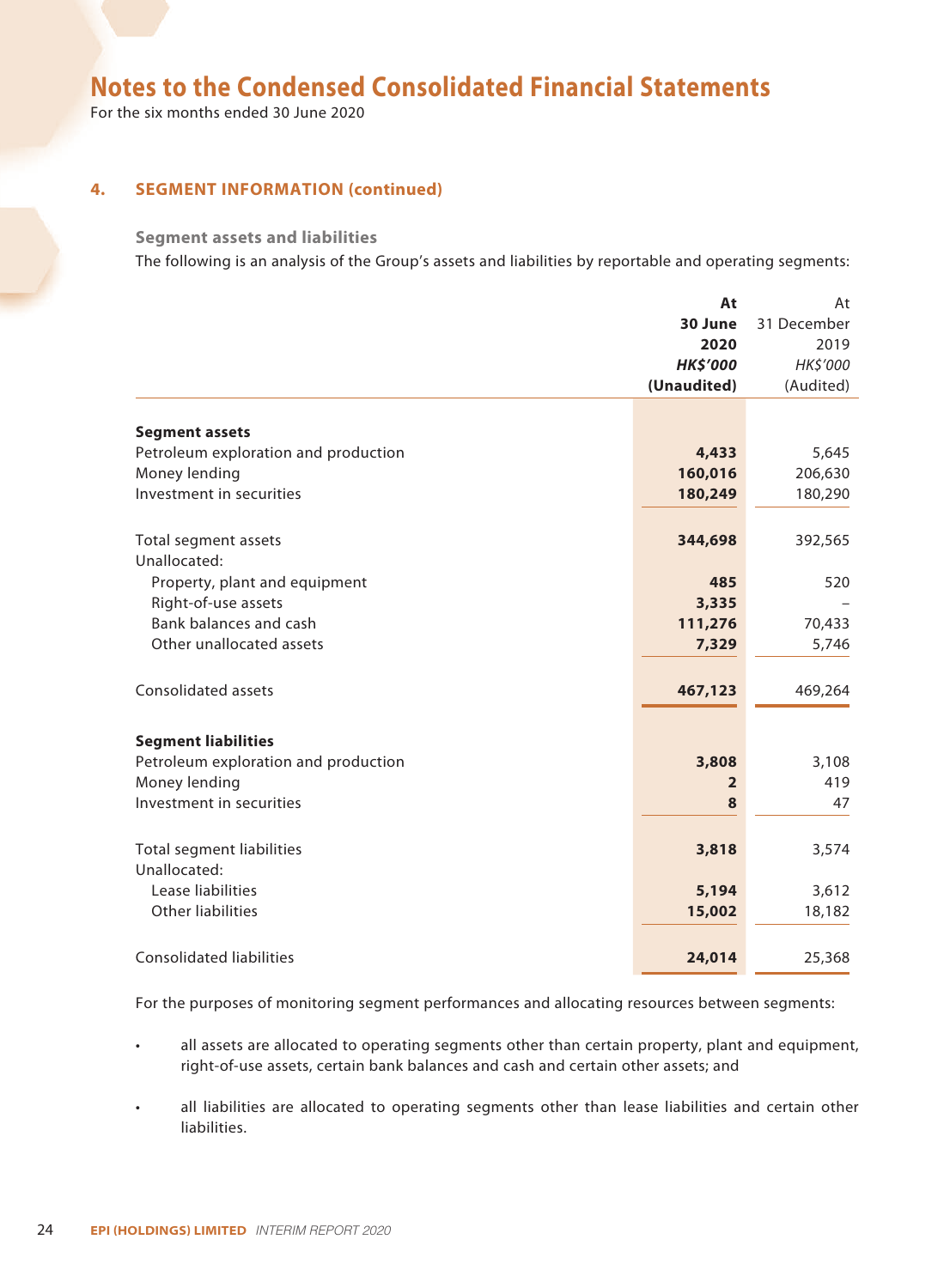# Notes to the Condensed Consolidated Financial Statements

For the six months ended 30 June 2020

## 4. SEGMENT INFORMATION (continued)

### Segment assets and liabilities

The following is an analysis of the Group's assets and liabilities by reportable and operating segments:

| | At 30 June 2020 HK$'000 (Unaudited) | At 31 December 2019 HK$'000 (Audited) |
|---|---|---|
| **Segment assets** | | |
| Petroleum exploration and production | **4,433** | 5,645 |
| Money lending | **160,016** | 206,630 |
| Investment in securities | **180,249** | 180,290 |
| Total segment assets | **344,698** | 392,565 |
| Unallocated: | | |
| Property, plant and equipment | **485** | 520 |
| Right-of-use assets | **3,335** | – |
| Bank balances and cash | **111,276** | 70,433 |
| Other unallocated assets | **7,329** | 5,746 |
| Consolidated assets | **467,123** | 469,264 |
| **Segment liabilities** | | |
| Petroleum exploration and production | **3,808** | 3,108 |
| Money lending | **2** | 419 |
| Investment in securities | **8** | 47 |
| Total segment liabilities | **3,818** | 3,574 |
| Unallocated: | | |
| Lease liabilities | **5,194** | 3,612 |
| Other liabilities | **15,002** | 18,182 |
| Consolidated liabilities | **24,014** | 25,368 |

For the purposes of monitoring segment performances and allocating resources between segments:

- all assets are allocated to operating segments other than certain property, plant and equipment, right-of-use assets, certain bank balances and cash and certain other assets; and
- all liabilities are allocated to operating segments other than lease liabilities and certain other liabilities.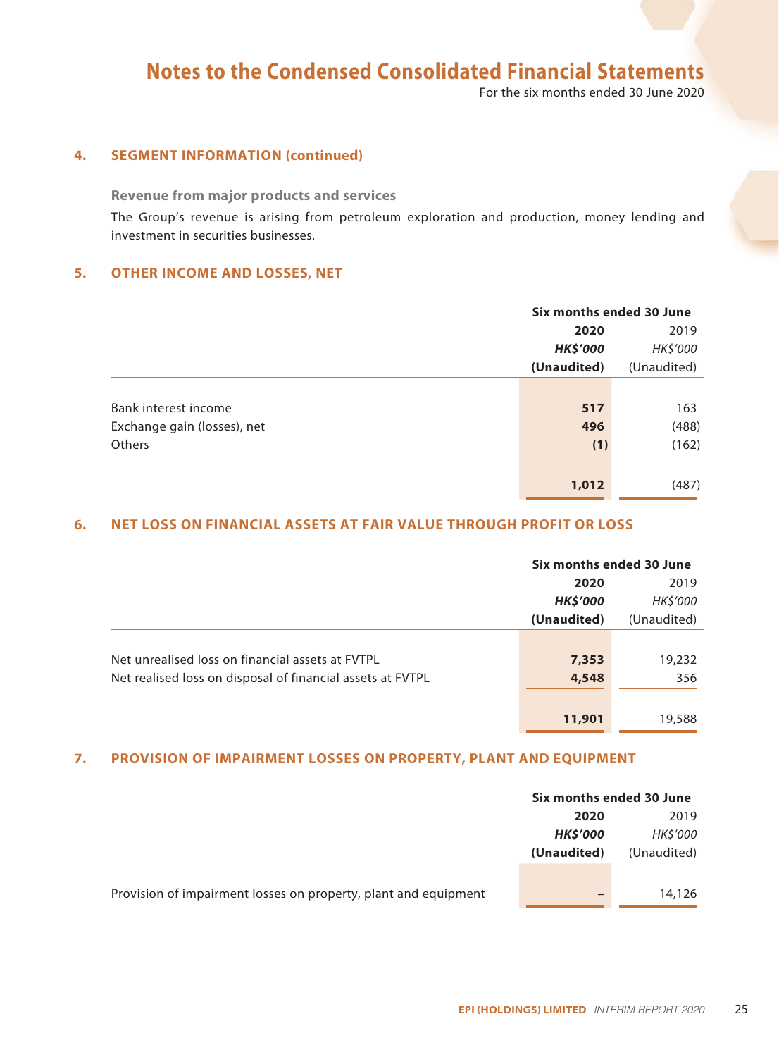# Notes to the Condensed Consolidated Financial Statements

For the six months ended 30 June 2020

## 4. SEGMENT INFORMATION (continued)

### Revenue from major products and services

The Group's revenue is arising from petroleum exploration and production, money lending and investment in securities businesses.

## 5. OTHER INCOME AND LOSSES, NET

| | Six months ended 30 June | |
|---|---|---|
| | **2020** | 2019 |
| | ***HK$'000*** | *HK$'000* |
| | **(Unaudited)** | (Unaudited) |
| Bank interest income | **517** | 163 |
| Exchange gain (losses), net | **496** | (488) |
| Others | **(1)** | (162) |
| | **1,012** | (487) |

## 6. NET LOSS ON FINANCIAL ASSETS AT FAIR VALUE THROUGH PROFIT OR LOSS

| | Six months ended 30 June | |
|---|---|---|
| | **2020** | 2019 |
| | ***HK$'000*** | *HK$'000* |
| | **(Unaudited)** | (Unaudited) |
| Net unrealised loss on financial assets at FVTPL | **7,353** | 19,232 |
| Net realised loss on disposal of financial assets at FVTPL | **4,548** | 356 |
| | **11,901** | 19,588 |

## 7. PROVISION OF IMPAIRMENT LOSSES ON PROPERTY, PLANT AND EQUIPMENT

| | Six months ended 30 June | |
|---|---|---|
| | **2020** | 2019 |
| | ***HK$'000*** | *HK$'000* |
| | **(Unaudited)** | (Unaudited) |
| Provision of impairment losses on property, plant and equipment | **–** | 14,126 |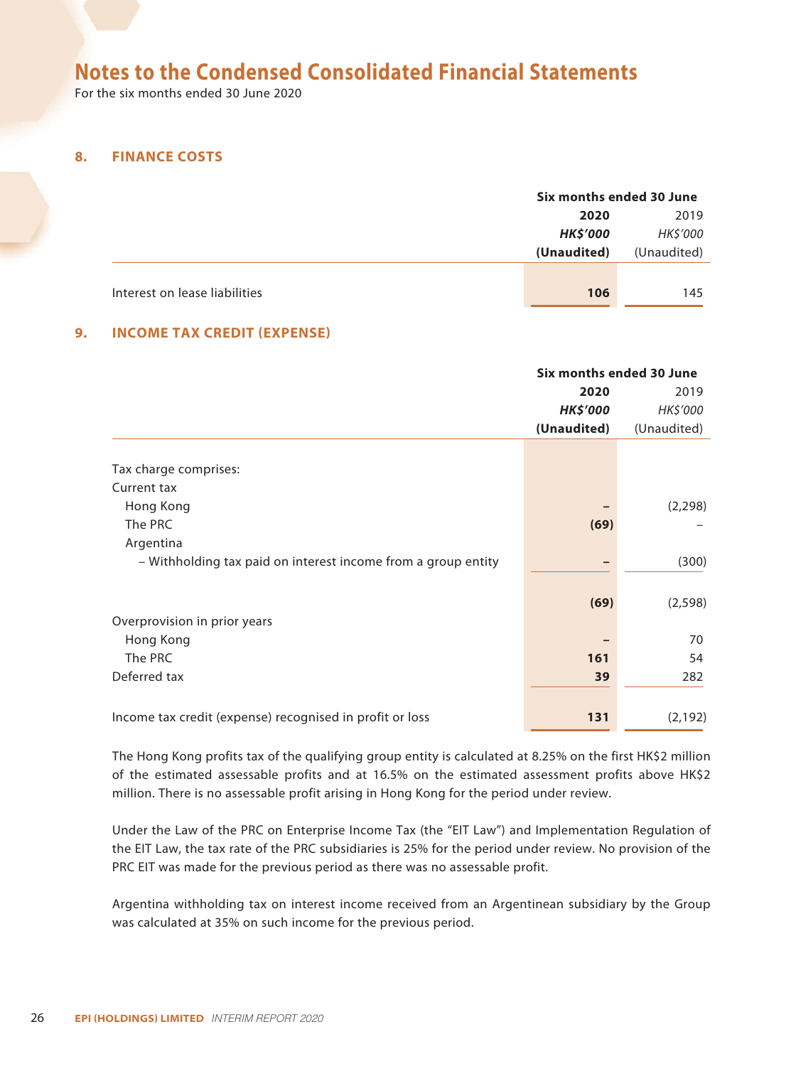# Notes to the Condensed Consolidated Financial Statements

For the six months ended 30 June 2020

## 8. FINANCE COSTS

| | Six months ended 30 June | |
|---|---|---|
| | **2020** | 2019 |
| | ***HK$'000*** | *HK$'000* |
| | **(Unaudited)** | (Unaudited) |
| Interest on lease liabilities | **106** | 145 |

## 9. INCOME TAX CREDIT (EXPENSE)

| | Six months ended 30 June | |
|---|---|---|
| | **2020** | 2019 |
| | ***HK$'000*** | *HK$'000* |
| | **(Unaudited)** | (Unaudited) |
| Tax charge comprises: | | |
| Current tax | | |
| Hong Kong | **–** | (2,298) |
| The PRC | **(69)** | – |
| Argentina | | |
| – Withholding tax paid on interest income from a group entity | **–** | (300) |
| | **(69)** | (2,598) |
| Overprovision in prior years | | |
| Hong Kong | **–** | 70 |
| The PRC | **161** | 54 |
| Deferred tax | **39** | 282 |
| Income tax credit (expense) recognised in profit or loss | **131** | (2,192) |

The Hong Kong profits tax of the qualifying group entity is calculated at 8.25% on the first HK$2 million of the estimated assessable profits and at 16.5% on the estimated assessment profits above HK$2 million. There is no assessable profit arising in Hong Kong for the period under review.

Under the Law of the PRC on Enterprise Income Tax (the "EIT Law") and Implementation Regulation of the EIT Law, the tax rate of the PRC subsidiaries is 25% for the period under review. No provision of the PRC EIT was made for the previous period as there was no assessable profit.

Argentina withholding tax on interest income received from an Argentinean subsidiary by the Group was calculated at 35% on such income for the previous period.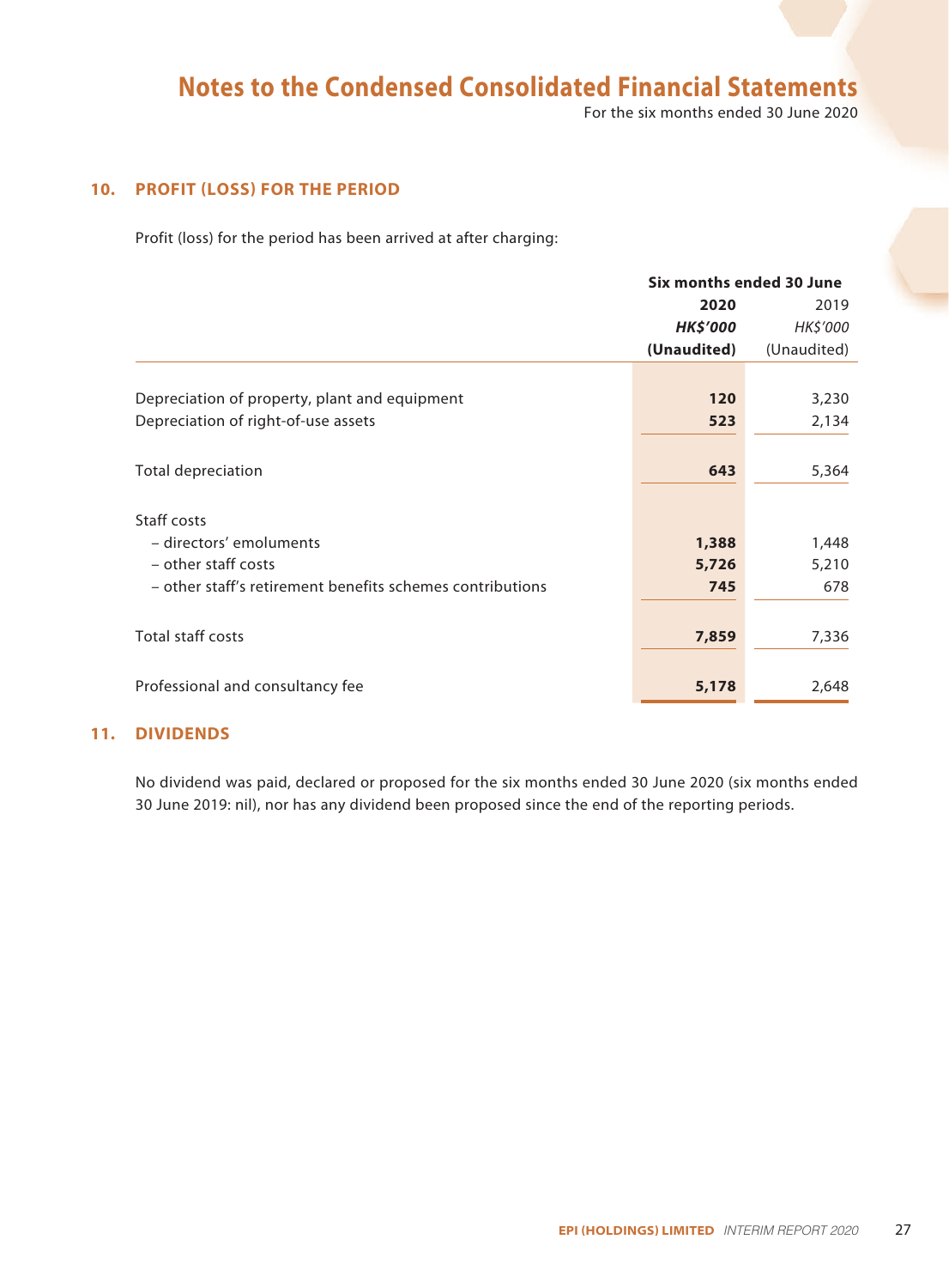# Notes to the Condensed Consolidated Financial Statements

For the six months ended 30 June 2020

## 10. PROFIT (LOSS) FOR THE PERIOD

Profit (loss) for the period has been arrived at after charging:

| | Six months ended 30 June | |
|---|---|---|
| | **2020** | 2019 |
| | ***HK$'000*** | *HK$'000* |
| | **(Unaudited)** | (Unaudited) |
| Depreciation of property, plant and equipment | **120** | 3,230 |
| Depreciation of right-of-use assets | **523** | 2,134 |
| Total depreciation | **643** | 5,364 |
| Staff costs | | |
| – directors' emoluments | **1,388** | 1,448 |
| – other staff costs | **5,726** | 5,210 |
| – other staff's retirement benefits schemes contributions | **745** | 678 |
| Total staff costs | **7,859** | 7,336 |
| Professional and consultancy fee | **5,178** | 2,648 |

## 11. DIVIDENDS

No dividend was paid, declared or proposed for the six months ended 30 June 2020 (six months ended 30 June 2019: nil), nor has any dividend been proposed since the end of the reporting periods.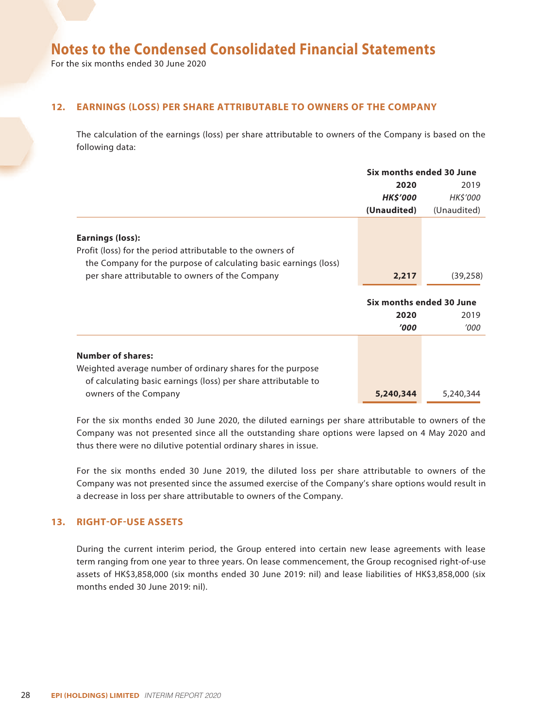# Notes to the Condensed Consolidated Financial Statements

For the six months ended 30 June 2020

## 12. EARNINGS (LOSS) PER SHARE ATTRIBUTABLE TO OWNERS OF THE COMPANY

The calculation of the earnings (loss) per share attributable to owners of the Company is based on the following data:

| | Six months ended 30 June | |
|---|---|---|
| | **2020** | 2019 |
| | ***HK$'000*** | *HK$'000* |
| | **(Unaudited)** | (Unaudited) |
| **Earnings (loss):** | | |
| Profit (loss) for the period attributable to the owners of the Company for the purpose of calculating basic earnings (loss) per share attributable to owners of the Company | **2,217** | (39,258) |

| | Six months ended 30 June | |
|---|---|---|
| | **2020** | 2019 |
| | ***'000*** | *'000* |
| **Number of shares:** | | |
| Weighted average number of ordinary shares for the purpose of calculating basic earnings (loss) per share attributable to owners of the Company | **5,240,344** | 5,240,344 |

For the six months ended 30 June 2020, the diluted earnings per share attributable to owners of the Company was not presented since all the outstanding share options were lapsed on 4 May 2020 and thus there were no dilutive potential ordinary shares in issue.

For the six months ended 30 June 2019, the diluted loss per share attributable to owners of the Company was not presented since the assumed exercise of the Company's share options would result in a decrease in loss per share attributable to owners of the Company.

## 13. RIGHT-OF-USE ASSETS

During the current interim period, the Group entered into certain new lease agreements with lease term ranging from one year to three years. On lease commencement, the Group recognised right-of-use assets of HK$3,858,000 (six months ended 30 June 2019: nil) and lease liabilities of HK$3,858,000 (six months ended 30 June 2019: nil).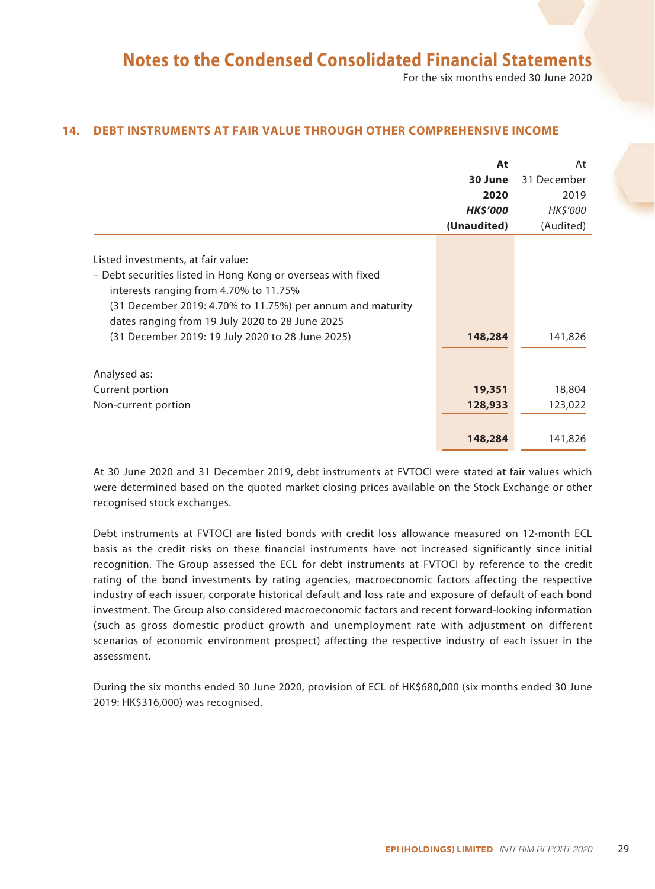## 14. DEBT INSTRUMENTS AT FAIR VALUE THROUGH OTHER COMPREHENSIVE INCOME

| | **At 30 June 2020** ***HK$'000*** **(Unaudited)** | At 31 December 2019 *HK$'000* (Audited) |
|---|---|---|
| Listed investments, at fair value: | | |
| – Debt securities listed in Hong Kong or overseas with fixed interests ranging from 4.70% to 11.75% (31 December 2019: 4.70% to 11.75%) per annum and maturity dates ranging from 19 July 2020 to 28 June 2025 (31 December 2019: 19 July 2020 to 28 June 2025) | **148,284** | 141,826 |
| Analysed as: | | |
| Current portion | **19,351** | 18,804 |
| Non-current portion | **128,933** | 123,022 |
| | **148,284** | 141,826 |

At 30 June 2020 and 31 December 2019, debt instruments at FVTOCI were stated at fair values which were determined based on the quoted market closing prices available on the Stock Exchange or other recognised stock exchanges.

Debt instruments at FVTOCI are listed bonds with credit loss allowance measured on 12-month ECL basis as the credit risks on these financial instruments have not increased significantly since initial recognition. The Group assessed the ECL for debt instruments at FVTOCI by reference to the credit rating of the bond investments by rating agencies, macroeconomic factors affecting the respective industry of each issuer, corporate historical default and loss rate and exposure of default of each bond investment. The Group also considered macroeconomic factors and recent forward-looking information (such as gross domestic product growth and unemployment rate with adjustment on different scenarios of economic environment prospect) affecting the respective industry of each issuer in the assessment.

During the six months ended 30 June 2020, provision of ECL of HK$680,000 (six months ended 30 June 2019: HK$316,000) was recognised.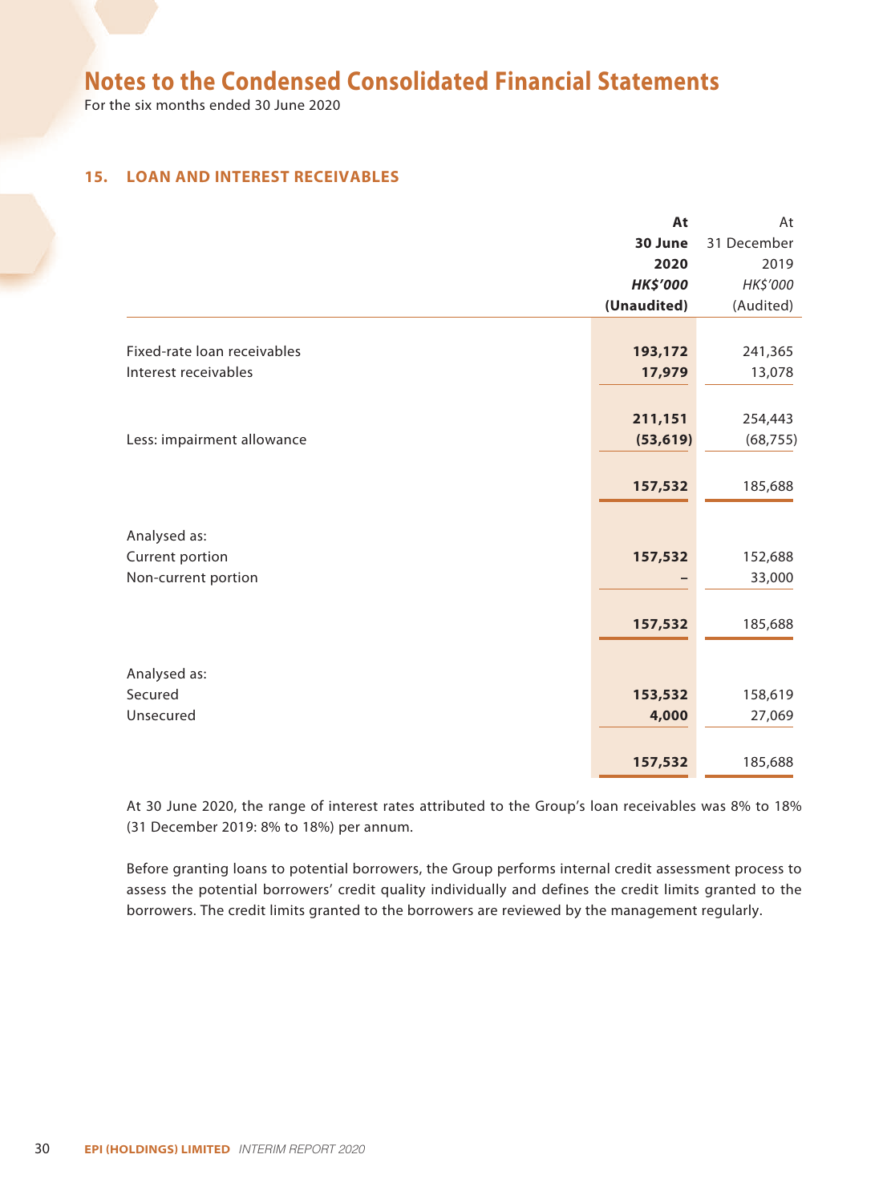## 15. LOAN AND INTEREST RECEIVABLES

| | At 30 June 2020 HK$'000 (Unaudited) | At 31 December 2019 HK$'000 (Audited) |
|---|---|---|
| Fixed-rate loan receivables | **193,172** | 241,365 |
| Interest receivables | **17,979** | 13,078 |
| | **211,151** | 254,443 |
| Less: impairment allowance | **(53,619)** | (68,755) |
| | **157,532** | 185,688 |
| Analysed as: | | |
| Current portion | **157,532** | 152,688 |
| Non-current portion | **–** | 33,000 |
| | **157,532** | 185,688 |
| Analysed as: | | |
| Secured | **153,532** | 158,619 |
| Unsecured | **4,000** | 27,069 |
| | **157,532** | 185,688 |

At 30 June 2020, the range of interest rates attributed to the Group's loan receivables was 8% to 18% (31 December 2019: 8% to 18%) per annum.

Before granting loans to potential borrowers, the Group performs internal credit assessment process to assess the potential borrowers' credit quality individually and defines the credit limits granted to the borrowers. The credit limits granted to the borrowers are reviewed by the management regularly.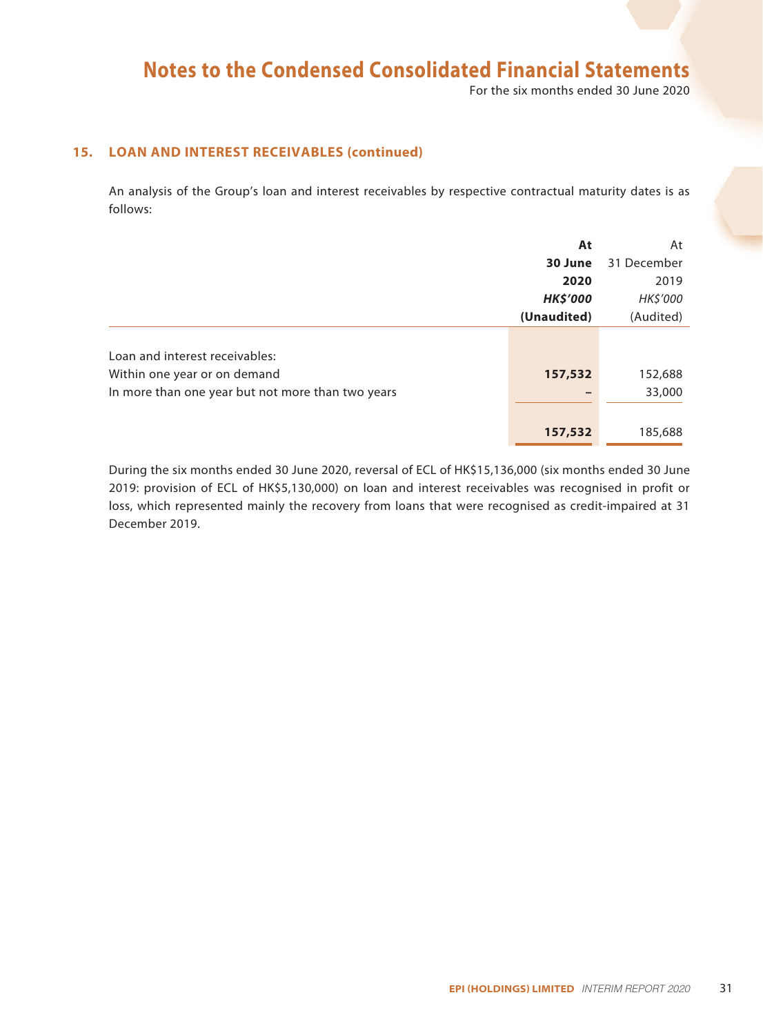# Notes to the Condensed Consolidated Financial Statements

For the six months ended 30 June 2020

## 15. LOAN AND INTEREST RECEIVABLES (continued)

An analysis of the Group's loan and interest receivables by respective contractual maturity dates is as follows:

| | **At 30 June 2020** | At 31 December 2019 |
|---|---|---|
| | ***HK$'000*** | *HK$'000* |
| | **(Unaudited)** | (Audited) |
| Loan and interest receivables: | | |
| Within one year or on demand | **157,532** | 152,688 |
| In more than one year but not more than two years | **–** | 33,000 |
| | **157,532** | 185,688 |

During the six months ended 30 June 2020, reversal of ECL of HK$15,136,000 (six months ended 30 June 2019: provision of ECL of HK$5,130,000) on loan and interest receivables was recognised in profit or loss, which represented mainly the recovery from loans that were recognised as credit-impaired at 31 December 2019.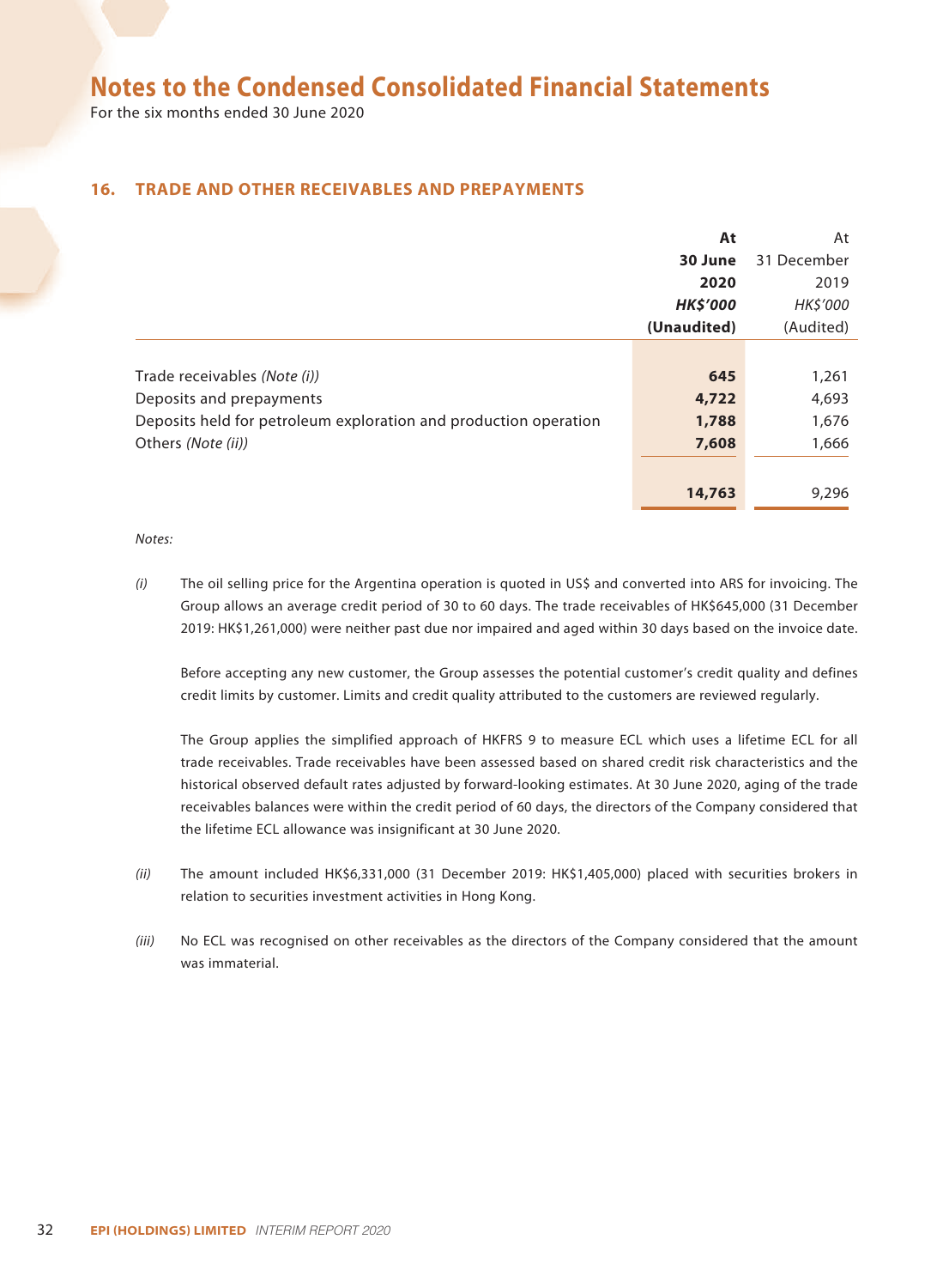# Notes to the Condensed Consolidated Financial Statements

For the six months ended 30 June 2020

## 16. TRADE AND OTHER RECEIVABLES AND PREPAYMENTS

| | **At 30 June 2020** | At 31 December 2019 |
|---|---|---|
| | ***HK$'000*** | *HK$'000* |
| | **(Unaudited)** | (Audited) |
| Trade receivables *(Note (i))* | **645** | 1,261 |
| Deposits and prepayments | **4,722** | 4,693 |
| Deposits held for petroleum exploration and production operation | **1,788** | 1,676 |
| Others *(Note (ii))* | **7,608** | 1,666 |
| | **14,763** | 9,296 |

*Notes:*

*(i)* The oil selling price for the Argentina operation is quoted in US$ and converted into ARS for invoicing. The Group allows an average credit period of 30 to 60 days. The trade receivables of HK$645,000 (31 December 2019: HK$1,261,000) were neither past due nor impaired and aged within 30 days based on the invoice date.

Before accepting any new customer, the Group assesses the potential customer's credit quality and defines credit limits by customer. Limits and credit quality attributed to the customers are reviewed regularly.

The Group applies the simplified approach of HKFRS 9 to measure ECL which uses a lifetime ECL for all trade receivables. Trade receivables have been assessed based on shared credit risk characteristics and the historical observed default rates adjusted by forward-looking estimates. At 30 June 2020, aging of the trade receivables balances were within the credit period of 60 days, the directors of the Company considered that the lifetime ECL allowance was insignificant at 30 June 2020.

*(ii)* The amount included HK$6,331,000 (31 December 2019: HK$1,405,000) placed with securities brokers in relation to securities investment activities in Hong Kong.

*(iii)* No ECL was recognised on other receivables as the directors of the Company considered that the amount was immaterial.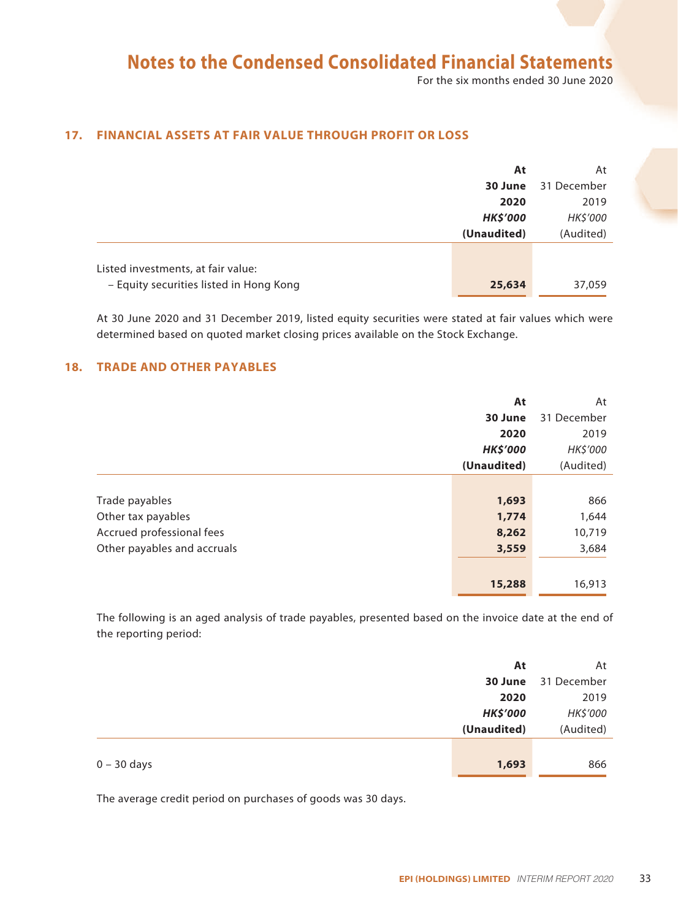# Notes to the Condensed Consolidated Financial Statements

For the six months ended 30 June 2020

## 17. FINANCIAL ASSETS AT FAIR VALUE THROUGH PROFIT OR LOSS

| | At 30 June 2020 HK$'000 (Unaudited) | At 31 December 2019 HK$'000 (Audited) |
|---|---|---|
| Listed investments, at fair value: | | |
| – Equity securities listed in Hong Kong | **25,634** | 37,059 |

At 30 June 2020 and 31 December 2019, listed equity securities were stated at fair values which were determined based on quoted market closing prices available on the Stock Exchange.

## 18. TRADE AND OTHER PAYABLES

| | At 30 June 2020 HK$'000 (Unaudited) | At 31 December 2019 HK$'000 (Audited) |
|---|---|---|
| Trade payables | **1,693** | 866 |
| Other tax payables | **1,774** | 1,644 |
| Accrued professional fees | **8,262** | 10,719 |
| Other payables and accruals | **3,559** | 3,684 |
| | **15,288** | 16,913 |

The following is an aged analysis of trade payables, presented based on the invoice date at the end of the reporting period:

| | At 30 June 2020 HK$'000 (Unaudited) | At 31 December 2019 HK$'000 (Audited) |
|---|---|---|
| 0 – 30 days | **1,693** | 866 |

The average credit period on purchases of goods was 30 days.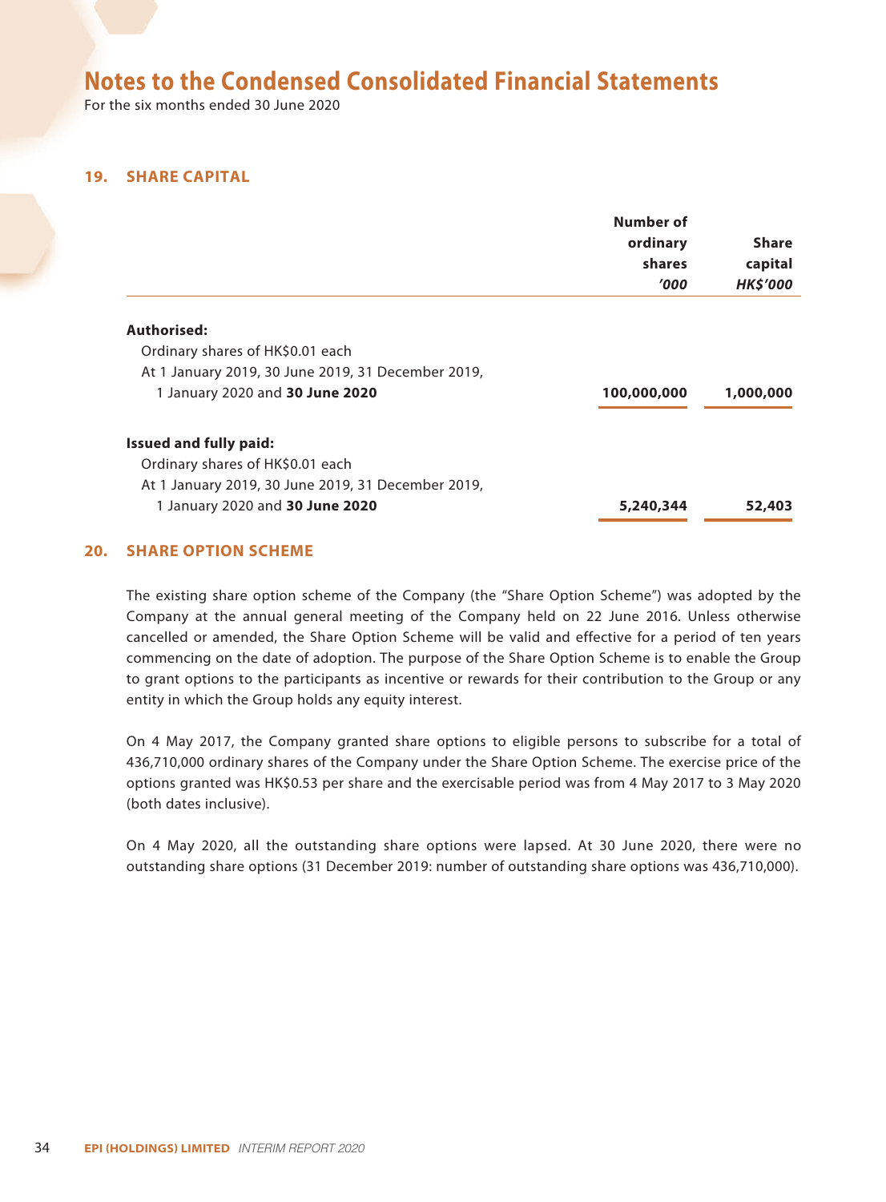# Notes to the Condensed Consolidated Financial Statements

For the six months ended 30 June 2020

## 19. SHARE CAPITAL

| | Number of ordinary shares *'000* | Share capital *HK$'000* |
|---|---|---|
| **Authorised:** | | |
| Ordinary shares of HK$0.01 each | | |
| At 1 January 2019, 30 June 2019, 31 December 2019, 1 January 2020 and **30 June 2020** | **100,000,000** | **1,000,000** |
| **Issued and fully paid:** | | |
| Ordinary shares of HK$0.01 each | | |
| At 1 January 2019, 30 June 2019, 31 December 2019, 1 January 2020 and **30 June 2020** | **5,240,344** | **52,403** |

## 20. SHARE OPTION SCHEME

The existing share option scheme of the Company (the "Share Option Scheme") was adopted by the Company at the annual general meeting of the Company held on 22 June 2016. Unless otherwise cancelled or amended, the Share Option Scheme will be valid and effective for a period of ten years commencing on the date of adoption. The purpose of the Share Option Scheme is to enable the Group to grant options to the participants as incentive or rewards for their contribution to the Group or any entity in which the Group holds any equity interest.

On 4 May 2017, the Company granted share options to eligible persons to subscribe for a total of 436,710,000 ordinary shares of the Company under the Share Option Scheme. The exercise price of the options granted was HK$0.53 per share and the exercisable period was from 4 May 2017 to 3 May 2020 (both dates inclusive).

On 4 May 2020, all the outstanding share options were lapsed. At 30 June 2020, there were no outstanding share options (31 December 2019: number of outstanding share options was 436,710,000).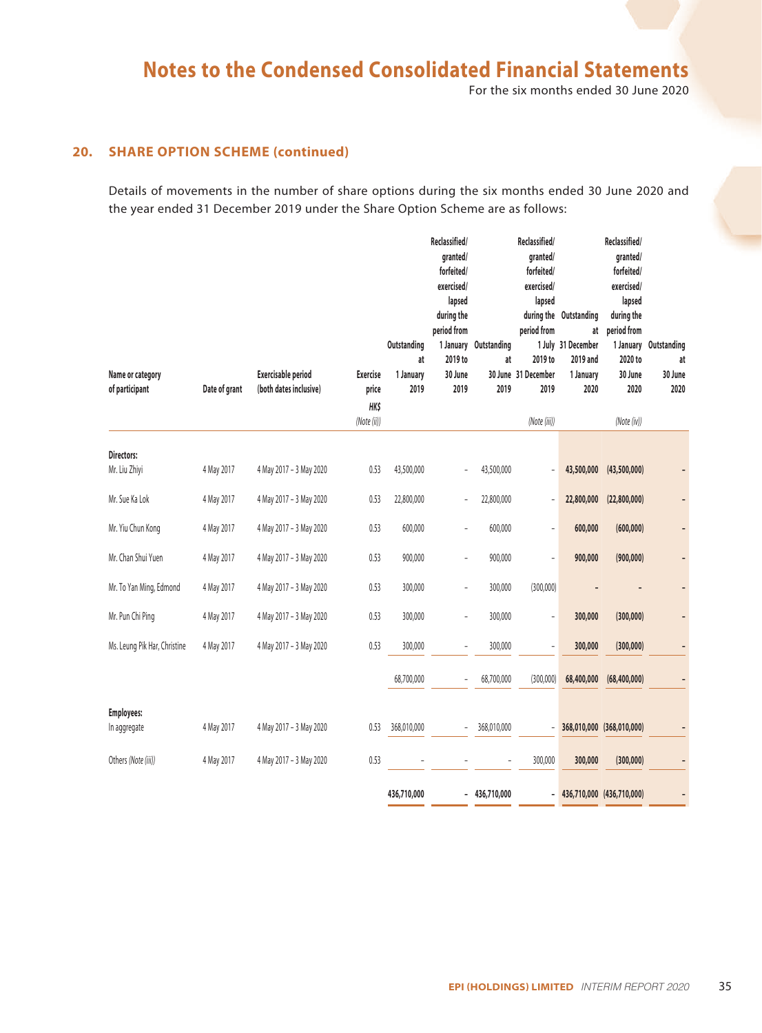# Notes to the Condensed Consolidated Financial Statements

For the six months ended 30 June 2020

## 20. SHARE OPTION SCHEME (continued)

Details of movements in the number of share options during the six months ended 30 June 2020 and the year ended 31 December 2019 under the Share Option Scheme are as follows:

| Name or category of participant | Date of grant | Exercisable period (both dates inclusive) | Exercise price HK$ *(Note (ii))* | Outstanding at 1 January 2019 | Reclassified/ granted/ forfeited/ exercised/ lapsed during the period from 1 January 2019 to 30 June 2019 | Outstanding at 30 June 2019 | Reclassified/ granted/ forfeited/ exercised/ lapsed during the period from 1 July 2019 to 31 December 2019 *(Note (iii))* | Outstanding at 31 December 2019 and 1 January 2020 | Reclassified/ granted/ forfeited/ exercised/ lapsed during the period from 1 January 2020 to 30 June 2020 *(Note (iv))* | Outstanding at 30 June 2020 |
|---|---|---|---|---|---|---|---|---|---|---|
| **Directors:** | | | | | | | | | | |
| Mr. Liu Zhiyi | 4 May 2017 | 4 May 2017 – 3 May 2020 | 0.53 | 43,500,000 | – | 43,500,000 | – | **43,500,000** | **(43,500,000)** | **–** |
| Mr. Sue Ka Lok | 4 May 2017 | 4 May 2017 – 3 May 2020 | 0.53 | 22,800,000 | – | 22,800,000 | – | **22,800,000** | **(22,800,000)** | **–** |
| Mr. Yiu Chun Kong | 4 May 2017 | 4 May 2017 – 3 May 2020 | 0.53 | 600,000 | – | 600,000 | – | **600,000** | **(600,000)** | **–** |
| Mr. Chan Shui Yuen | 4 May 2017 | 4 May 2017 – 3 May 2020 | 0.53 | 900,000 | – | 900,000 | – | **900,000** | **(900,000)** | **–** |
| Mr. To Yan Ming, Edmond | 4 May 2017 | 4 May 2017 – 3 May 2020 | 0.53 | 300,000 | – | 300,000 | (300,000) | **–** | **–** | **–** |
| Mr. Pun Chi Ping | 4 May 2017 | 4 May 2017 – 3 May 2020 | 0.53 | 300,000 | – | 300,000 | – | **300,000** | **(300,000)** | **–** |
| Ms. Leung Pik Har, Christine | 4 May 2017 | 4 May 2017 – 3 May 2020 | 0.53 | 300,000 | – | 300,000 | – | **300,000** | **(300,000)** | **–** |
| | | | | 68,700,000 | – | 68,700,000 | (300,000) | **68,400,000** | **(68,400,000)** | **–** |
| **Employees:** | | | | | | | | | | |
| In aggregate | 4 May 2017 | 4 May 2017 – 3 May 2020 | 0.53 | 368,010,000 | – | 368,010,000 | – | **368,010,000** | **(368,010,000)** | **–** |
| Others *(Note (iii))* | 4 May 2017 | 4 May 2017 – 3 May 2020 | 0.53 | – | – | – | 300,000 | **300,000** | **(300,000)** | **–** |
| | | | | 436,710,000 | – | 436,710,000 | – | **436,710,000** | **(436,710,000)** | **–** |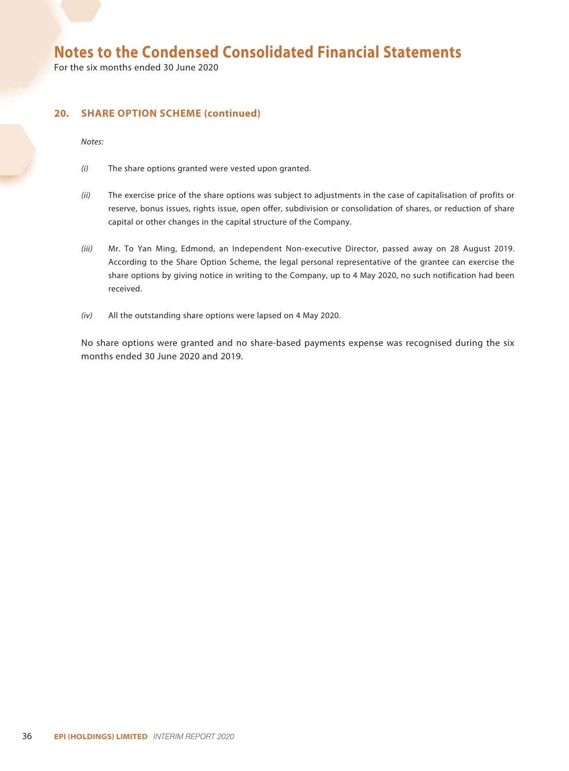## 20. SHARE OPTION SCHEME (continued)

*Notes:*

*(i)* The share options granted were vested upon granted.

*(ii)* The exercise price of the share options was subject to adjustments in the case of capitalisation of profits or reserve, bonus issues, rights issue, open offer, subdivision or consolidation of shares, or reduction of share capital or other changes in the capital structure of the Company.

*(iii)* Mr. To Yan Ming, Edmond, an Independent Non-executive Director, passed away on 28 August 2019. According to the Share Option Scheme, the legal personal representative of the grantee can exercise the share options by giving notice in writing to the Company, up to 4 May 2020, no such notification had been received.

*(iv)* All the outstanding share options were lapsed on 4 May 2020.

No share options were granted and no share-based payments expense was recognised during the six months ended 30 June 2020 and 2019.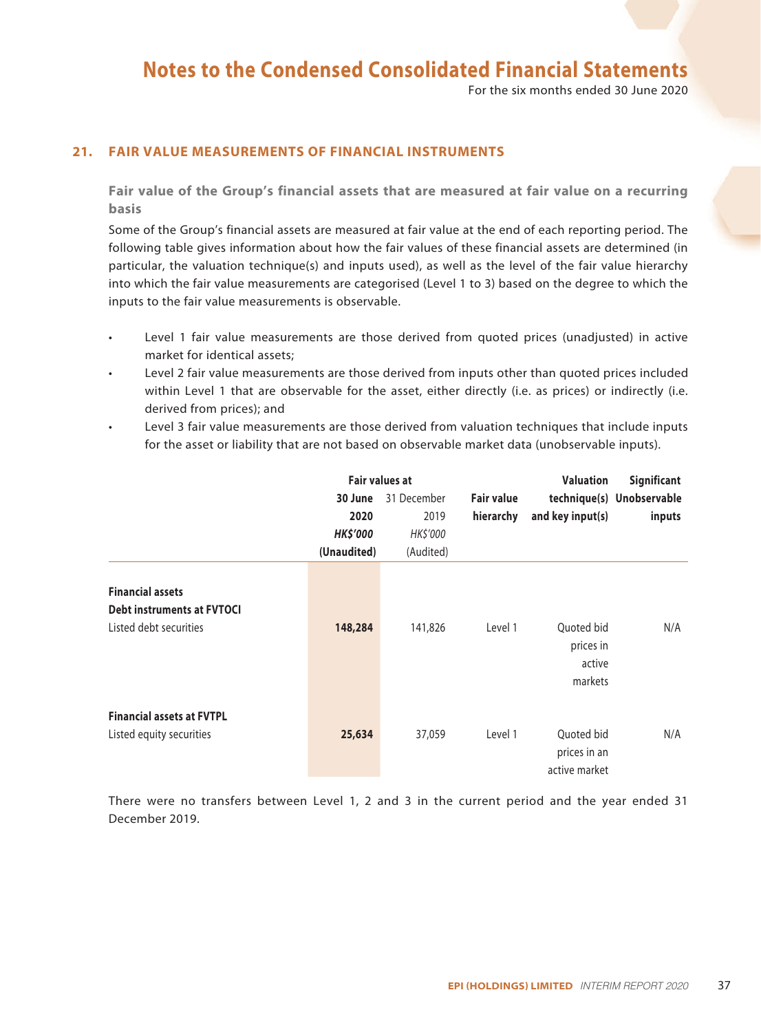## 21. FAIR VALUE MEASUREMENTS OF FINANCIAL INSTRUMENTS

### Fair value of the Group's financial assets that are measured at fair value on a recurring basis

Some of the Group's financial assets are measured at fair value at the end of each reporting period. The following table gives information about how the fair values of these financial assets are determined (in particular, the valuation technique(s) and inputs used), as well as the level of the fair value hierarchy into which the fair value measurements are categorised (Level 1 to 3) based on the degree to which the inputs to the fair value measurements is observable.

- Level 1 fair value measurements are those derived from quoted prices (unadjusted) in active market for identical assets;
- Level 2 fair value measurements are those derived from inputs other than quoted prices included within Level 1 that are observable for the asset, either directly (i.e. as prices) or indirectly (i.e. derived from prices); and
- Level 3 fair value measurements are those derived from valuation techniques that include inputs for the asset or liability that are not based on observable market data (unobservable inputs).

| | Fair values at | | Fair value hierarchy | Valuation technique(s) and key input(s) | Significant Unobservable inputs |
|---|---|---|---|---|---|
| | **30 June 2020** | 31 December 2019 | | | |
| | ***HK$'000*** | *HK$'000* | | | |
| | **(Unaudited)** | (Audited) | | | |
| **Financial assets** | | | | | |
| **Debt instruments at FVTOCI** | | | | | |
| Listed debt securities | **148,284** | 141,826 | Level 1 | Quoted bid prices in active markets | N/A |
| **Financial assets at FVTPL** | | | | | |
| Listed equity securities | **25,634** | 37,059 | Level 1 | Quoted bid prices in an active market | N/A |

There were no transfers between Level 1, 2 and 3 in the current period and the year ended 31 December 2019.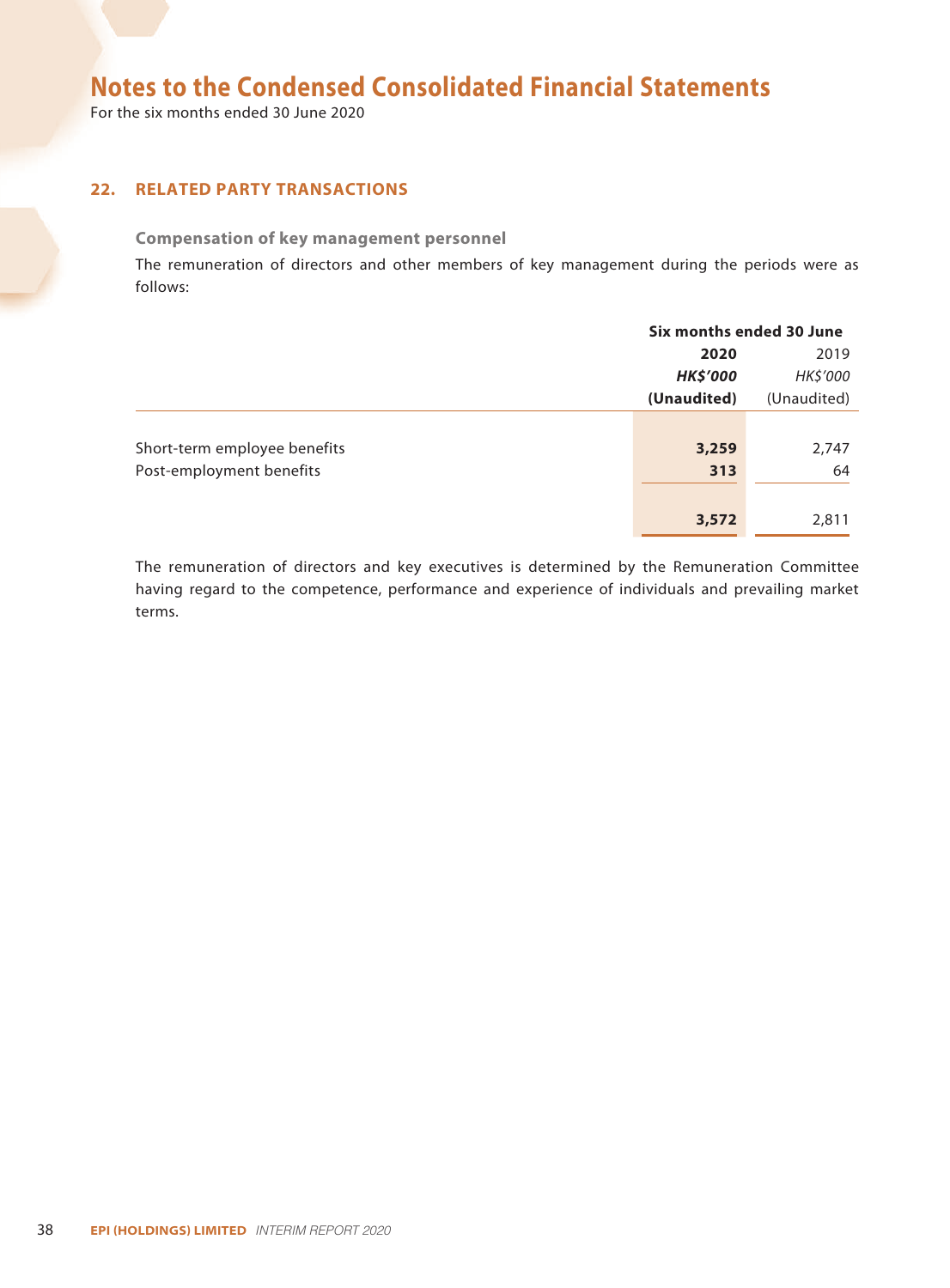# Notes to the Condensed Consolidated Financial Statements

For the six months ended 30 June 2020

## 22. RELATED PARTY TRANSACTIONS

### Compensation of key management personnel

The remuneration of directors and other members of key management during the periods were as follows:

| | Six months ended 30 June | |
|---|---|---|
| | **2020** | 2019 |
| | ***HK$'000*** | *HK$'000* |
| | **(Unaudited)** | (Unaudited) |
| Short-term employee benefits | **3,259** | 2,747 |
| Post-employment benefits | **313** | 64 |
| | **3,572** | 2,811 |

The remuneration of directors and key executives is determined by the Remuneration Committee having regard to the competence, performance and experience of individuals and prevailing market terms.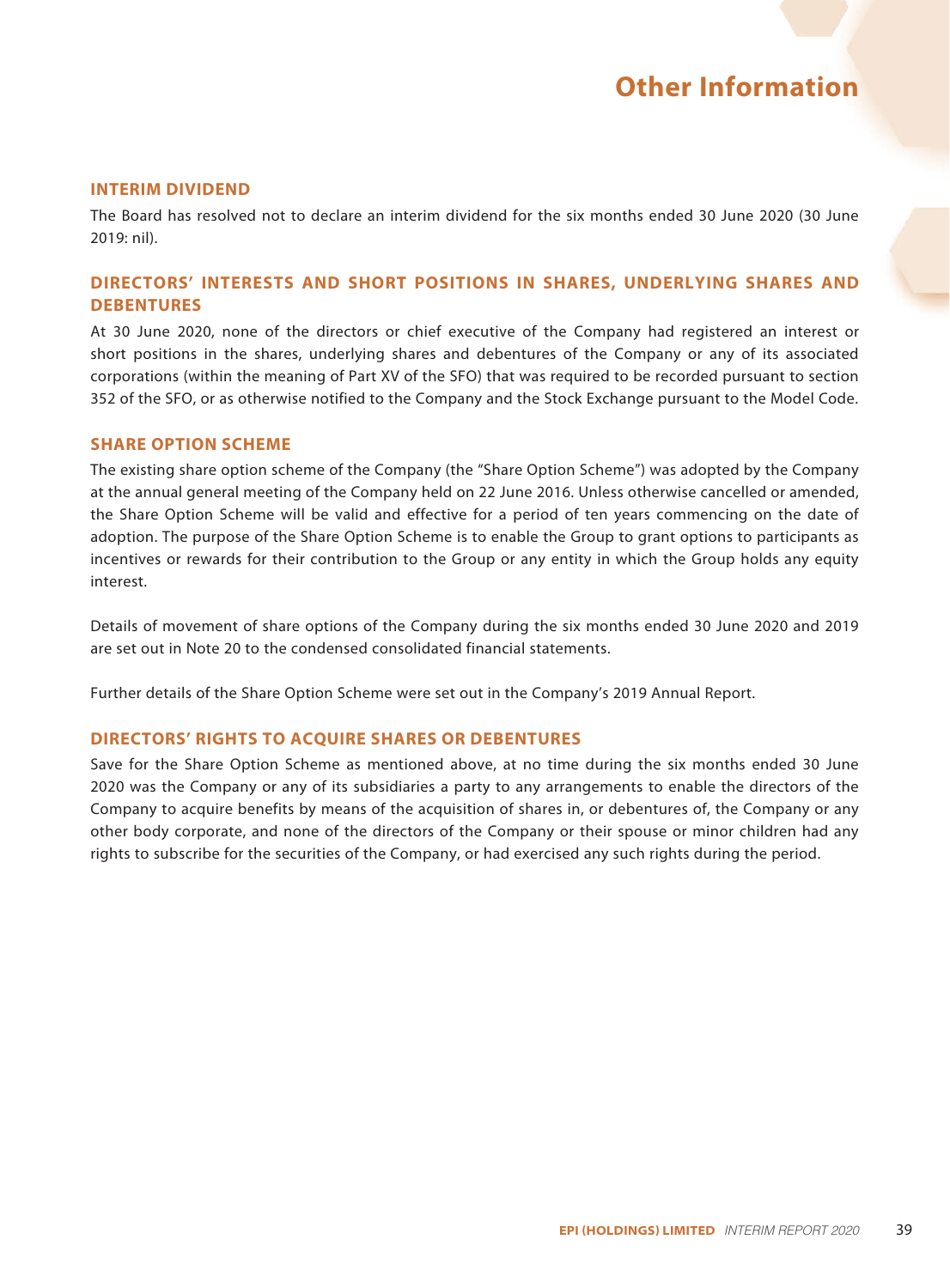# Other Information

## INTERIM DIVIDEND

The Board has resolved not to declare an interim dividend for the six months ended 30 June 2020 (30 June 2019: nil).

## DIRECTORS' INTERESTS AND SHORT POSITIONS IN SHARES, UNDERLYING SHARES AND DEBENTURES

At 30 June 2020, none of the directors or chief executive of the Company had registered an interest or short positions in the shares, underlying shares and debentures of the Company or any of its associated corporations (within the meaning of Part XV of the SFO) that was required to be recorded pursuant to section 352 of the SFO, or as otherwise notified to the Company and the Stock Exchange pursuant to the Model Code.

## SHARE OPTION SCHEME

The existing share option scheme of the Company (the "Share Option Scheme") was adopted by the Company at the annual general meeting of the Company held on 22 June 2016. Unless otherwise cancelled or amended, the Share Option Scheme will be valid and effective for a period of ten years commencing on the date of adoption. The purpose of the Share Option Scheme is to enable the Group to grant options to participants as incentives or rewards for their contribution to the Group or any entity in which the Group holds any equity interest.

Details of movement of share options of the Company during the six months ended 30 June 2020 and 2019 are set out in Note 20 to the condensed consolidated financial statements.

Further details of the Share Option Scheme were set out in the Company's 2019 Annual Report.

## DIRECTORS' RIGHTS TO ACQUIRE SHARES OR DEBENTURES

Save for the Share Option Scheme as mentioned above, at no time during the six months ended 30 June 2020 was the Company or any of its subsidiaries a party to any arrangements to enable the directors of the Company to acquire benefits by means of the acquisition of shares in, or debentures of, the Company or any other body corporate, and none of the directors of the Company or their spouse or minor children had any rights to subscribe for the securities of the Company, or had exercised any such rights during the period.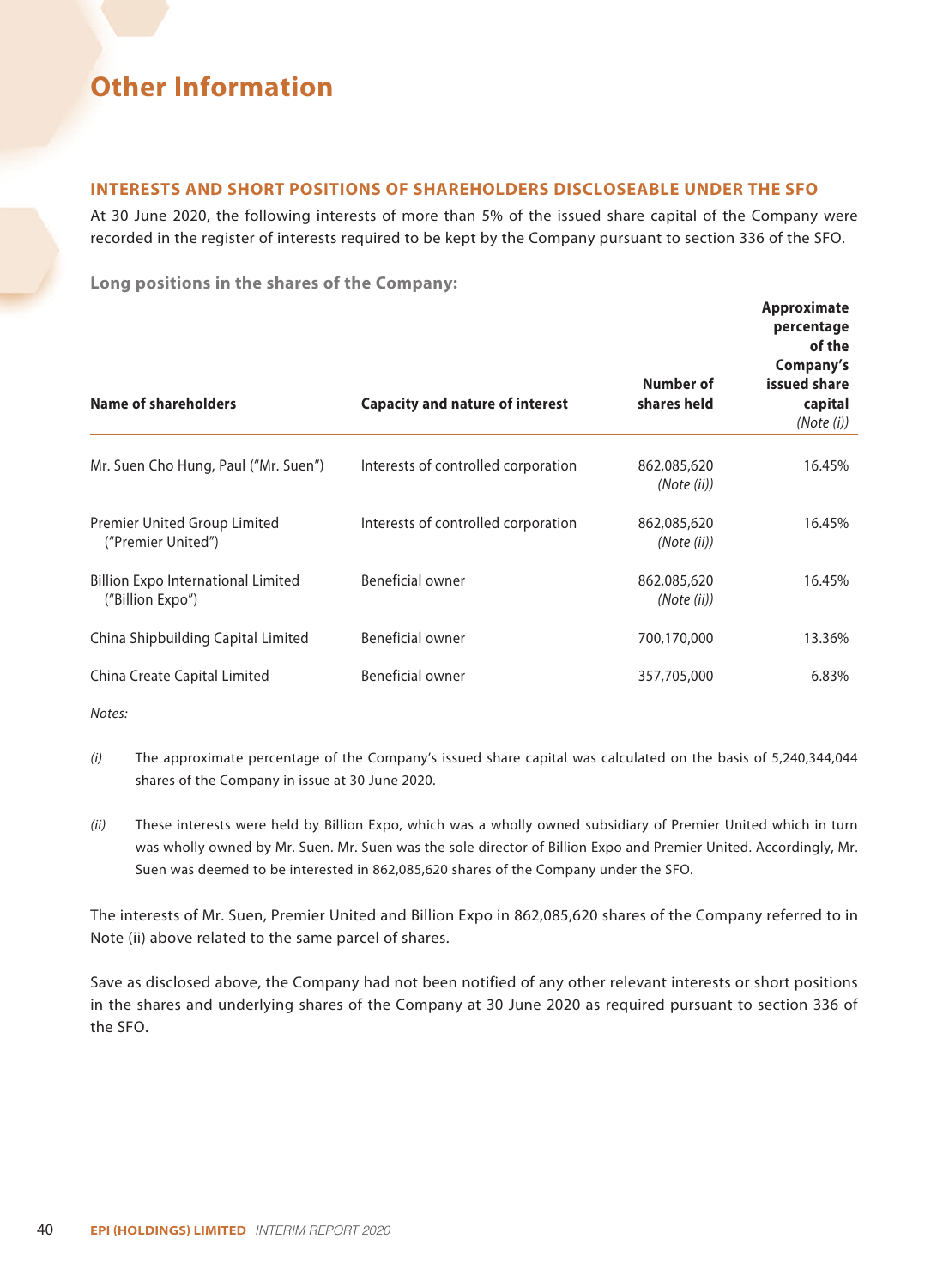# Other Information

## INTERESTS AND SHORT POSITIONS OF SHAREHOLDERS DISCLOSEABLE UNDER THE SFO

At 30 June 2020, the following interests of more than 5% of the issued share capital of the Company were recorded in the register of interests required to be kept by the Company pursuant to section 336 of the SFO.

### Long positions in the shares of the Company:

| Name of shareholders | Capacity and nature of interest | Number of shares held | Approximate percentage of the Company's issued share capital *(Note (i))* |
|---|---|---|---|
| Mr. Suen Cho Hung, Paul ("Mr. Suen") | Interests of controlled corporation | 862,085,620 *(Note (ii))* | 16.45% |
| Premier United Group Limited ("Premier United") | Interests of controlled corporation | 862,085,620 *(Note (ii))* | 16.45% |
| Billion Expo International Limited ("Billion Expo") | Beneficial owner | 862,085,620 *(Note (ii))* | 16.45% |
| China Shipbuilding Capital Limited | Beneficial owner | 700,170,000 | 13.36% |
| China Create Capital Limited | Beneficial owner | 357,705,000 | 6.83% |

*Notes:*

*(i)* The approximate percentage of the Company's issued share capital was calculated on the basis of 5,240,344,044 shares of the Company in issue at 30 June 2020.

*(ii)* These interests were held by Billion Expo, which was a wholly owned subsidiary of Premier United which in turn was wholly owned by Mr. Suen. Mr. Suen was the sole director of Billion Expo and Premier United. Accordingly, Mr. Suen was deemed to be interested in 862,085,620 shares of the Company under the SFO.

The interests of Mr. Suen, Premier United and Billion Expo in 862,085,620 shares of the Company referred to in Note (ii) above related to the same parcel of shares.

Save as disclosed above, the Company had not been notified of any other relevant interests or short positions in the shares and underlying shares of the Company at 30 June 2020 as required pursuant to section 336 of the SFO.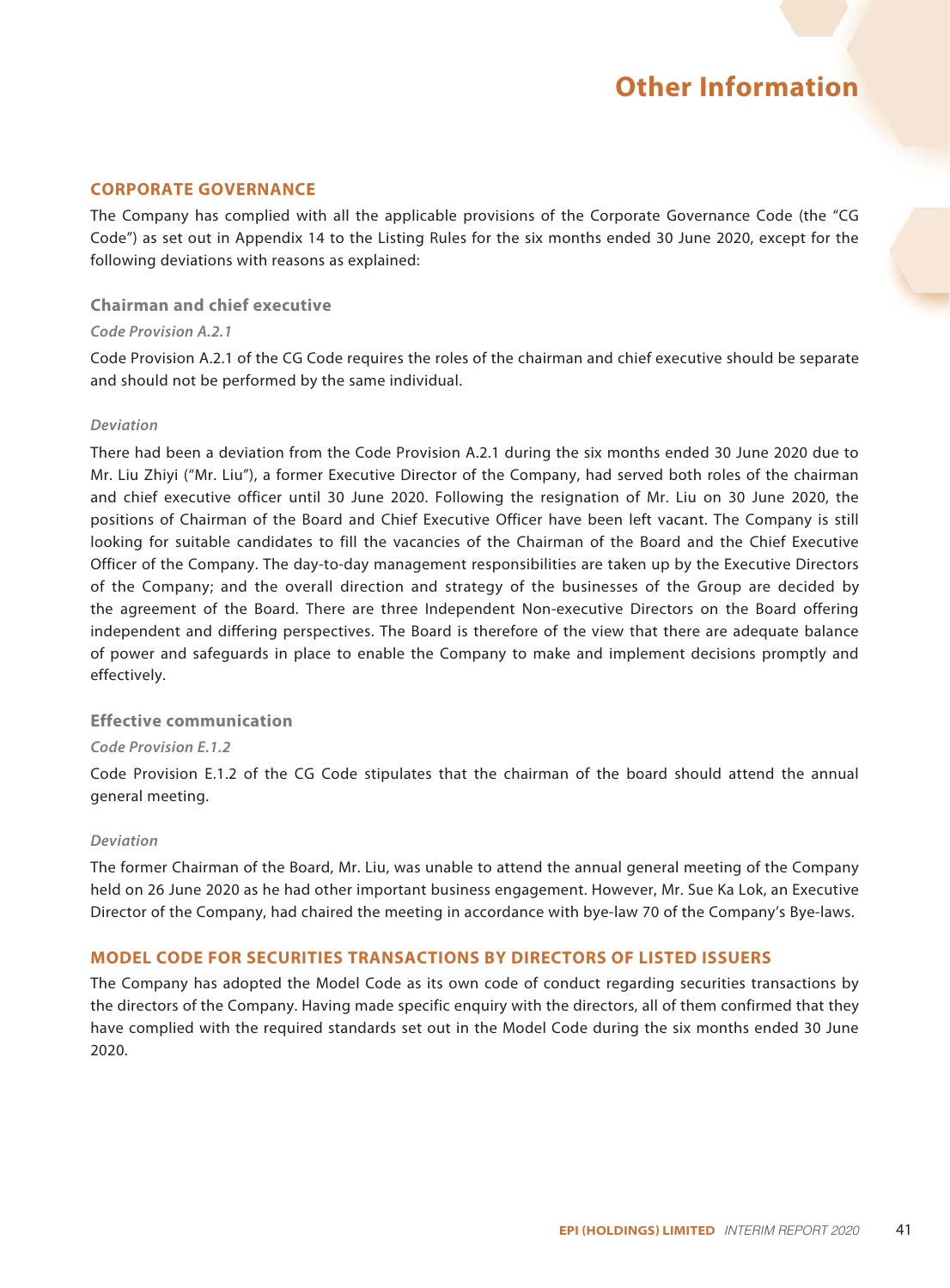# Other Information

## CORPORATE GOVERNANCE

The Company has complied with all the applicable provisions of the Corporate Governance Code (the "CG Code") as set out in Appendix 14 to the Listing Rules for the six months ended 30 June 2020, except for the following deviations with reasons as explained:

### Chairman and chief executive

*Code Provision A.2.1*

Code Provision A.2.1 of the CG Code requires the roles of the chairman and chief executive should be separate and should not be performed by the same individual.

*Deviation*

There had been a deviation from the Code Provision A.2.1 during the six months ended 30 June 2020 due to Mr. Liu Zhiyi ("Mr. Liu"), a former Executive Director of the Company, had served both roles of the chairman and chief executive officer until 30 June 2020. Following the resignation of Mr. Liu on 30 June 2020, the positions of Chairman of the Board and Chief Executive Officer have been left vacant. The Company is still looking for suitable candidates to fill the vacancies of the Chairman of the Board and the Chief Executive Officer of the Company. The day-to-day management responsibilities are taken up by the Executive Directors of the Company; and the overall direction and strategy of the businesses of the Group are decided by the agreement of the Board. There are three Independent Non-executive Directors on the Board offering independent and differing perspectives. The Board is therefore of the view that there are adequate balance of power and safeguards in place to enable the Company to make and implement decisions promptly and effectively.

### Effective communication

*Code Provision E.1.2*

Code Provision E.1.2 of the CG Code stipulates that the chairman of the board should attend the annual general meeting.

*Deviation*

The former Chairman of the Board, Mr. Liu, was unable to attend the annual general meeting of the Company held on 26 June 2020 as he had other important business engagement. However, Mr. Sue Ka Lok, an Executive Director of the Company, had chaired the meeting in accordance with bye-law 70 of the Company's Bye-laws.

## MODEL CODE FOR SECURITIES TRANSACTIONS BY DIRECTORS OF LISTED ISSUERS

The Company has adopted the Model Code as its own code of conduct regarding securities transactions by the directors of the Company. Having made specific enquiry with the directors, all of them confirmed that they have complied with the required standards set out in the Model Code during the six months ended 30 June 2020.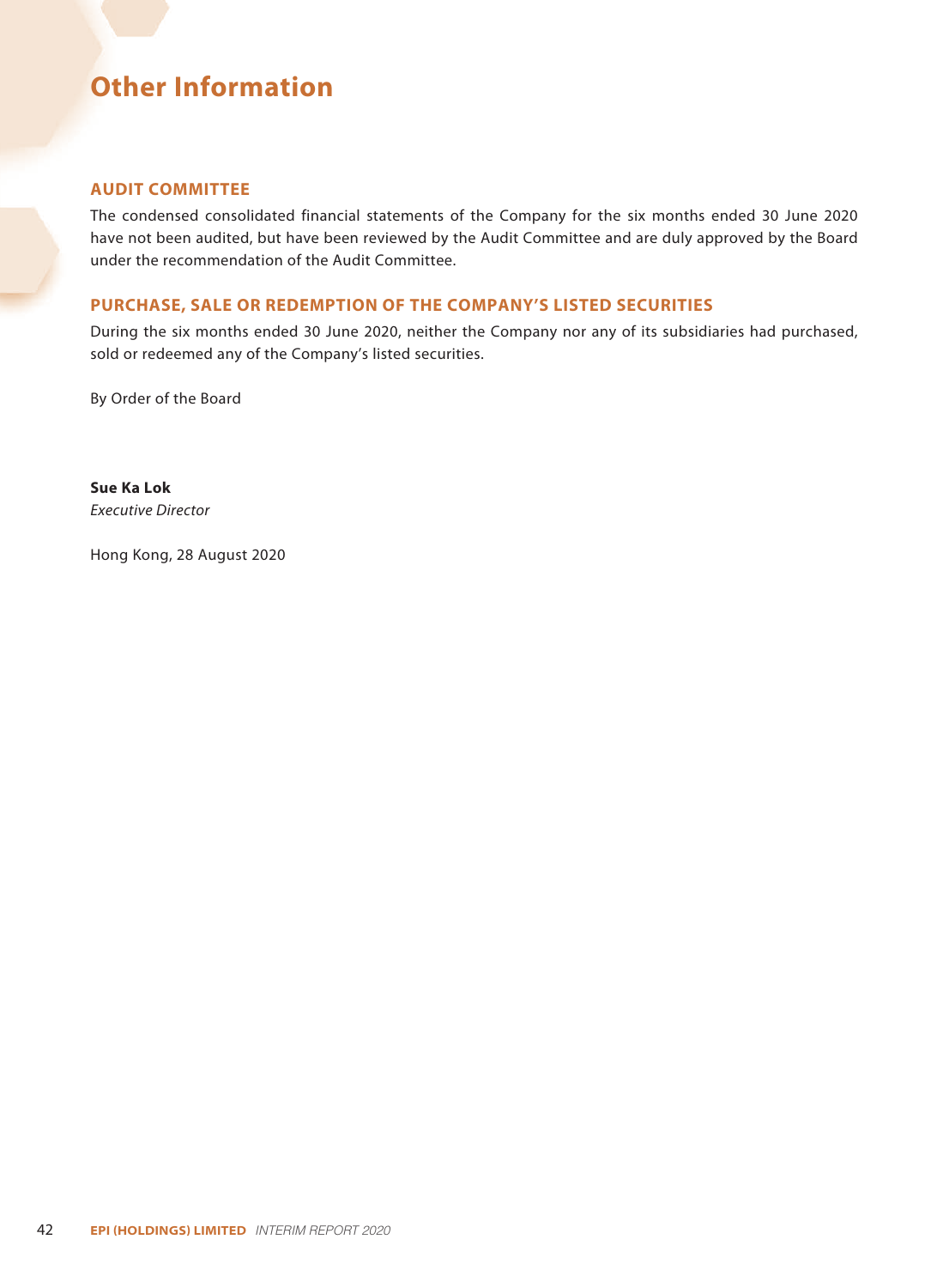# Other Information

## AUDIT COMMITTEE

The condensed consolidated financial statements of the Company for the six months ended 30 June 2020 have not been audited, but have been reviewed by the Audit Committee and are duly approved by the Board under the recommendation of the Audit Committee.

## PURCHASE, SALE OR REDEMPTION OF THE COMPANY'S LISTED SECURITIES

During the six months ended 30 June 2020, neither the Company nor any of its subsidiaries had purchased, sold or redeemed any of the Company's listed securities.

By Order of the Board

**Sue Ka Lok**
*Executive Director*

Hong Kong, 28 August 2020